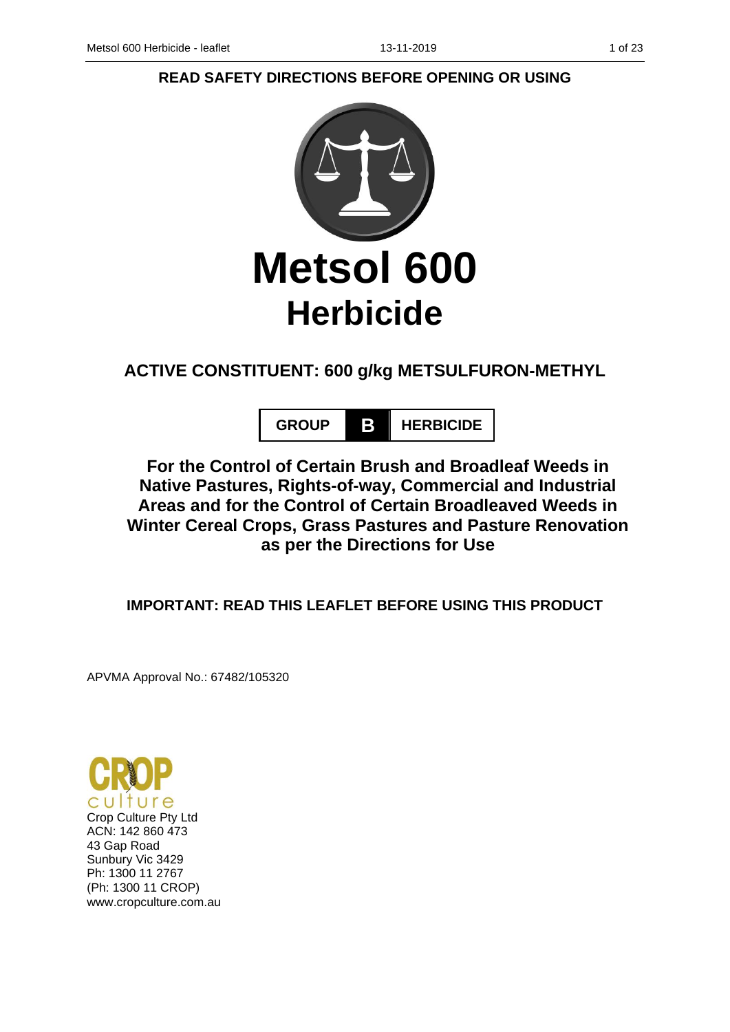**READ SAFETY DIRECTIONS BEFORE OPENING OR USING**

# Metsol 600
## Herbicide

### ACTIVE CONSTITUENT: 600 g/kg METSULFURON-METHYL

| GROUP | B | HERBICIDE |
|---|---|---|

**For the Control of Certain Brush and Broadleaf Weeds in Native Pastures, Rights-of-way, Commercial and Industrial Areas and for the Control of Certain Broadleaved Weeds in Winter Cereal Crops, Grass Pastures and Pasture Renovation as per the Directions for Use**

**IMPORTANT: READ THIS LEAFLET BEFORE USING THIS PRODUCT**

APVMA Approval No.: 67482/105320

CROP culture
Crop Culture Pty Ltd
ACN: 142 860 473
43 Gap Road
Sunbury Vic 3429
Ph: 1300 11 2767
(Ph: 1300 11 CROP)
www.cropculture.com.au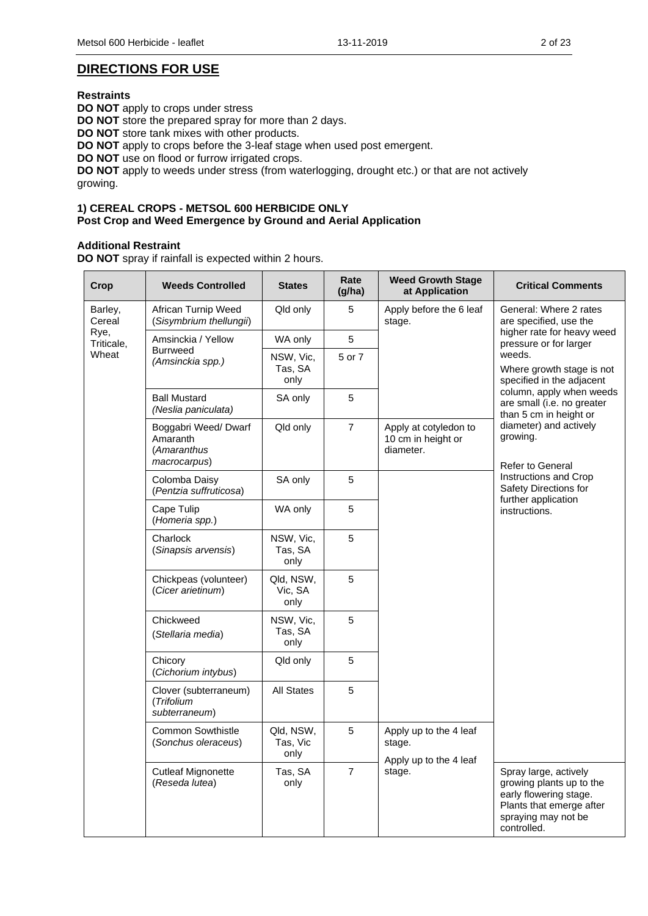## DIRECTIONS FOR USE

**Restraints**

**DO NOT** apply to crops under stress

**DO NOT** store the prepared spray for more than 2 days.

**DO NOT** store tank mixes with other products.

**DO NOT** apply to crops before the 3-leaf stage when used post emergent.

**DO NOT** use on flood or furrow irrigated crops.

**DO NOT** apply to weeds under stress (from waterlogging, drought etc.) or that are not actively growing.

### 1) CEREAL CROPS - METSOL 600 HERBICIDE ONLY
### Post Crop and Weed Emergence by Ground and Aerial Application

**Additional Restraint**

**DO NOT** spray if rainfall is expected within 2 hours.

| Crop | Weeds Controlled | States | Rate (g/ha) | Weed Growth Stage at Application | Critical Comments |
|---|---|---|---|---|---|
| Barley, Cereal Rye, Triticale, Wheat | African Turnip Weed (*Sisymbrium thellungii*) | Qld only | 5 | Apply before the 6 leaf stage. | General: Where 2 rates are specified, use the higher rate for heavy weed pressure or for larger weeds. Where growth stage is not specified in the adjacent column, apply when weeds are small (i.e. no greater than 5 cm in height or diameter) and actively growing. Refer to General Instructions and Crop Safety Directions for further application instructions. |
| | Amsinckia / Yellow Burrweed (*Amsinckia spp.*) | WA only | 5 | | |
| | | NSW, Vic, Tas, SA only | 5 or 7 | | |
| | Ball Mustard (*Neslia paniculata*) | SA only | 5 | | |
| | Boggabri Weed/ Dwarf Amaranth (*Amaranthus macrocarpus*) | Qld only | 7 | Apply at cotyledon to 10 cm in height or diameter. | |
| | Colomba Daisy (*Pentzia suffruticosa*) | SA only | 5 | | |
| | Cape Tulip (*Homeria spp.*) | WA only | 5 | | |
| | Charlock (*Sinapsis arvensis*) | NSW, Vic, Tas, SA only | 5 | | |
| | Chickpeas (volunteer) (*Cicer arietinum*) | Qld, NSW, Vic, SA only | 5 | | |
| | Chickweed (*Stellaria media*) | NSW, Vic, Tas, SA only | 5 | | |
| | Chicory (*Cichorium intybus*) | Qld only | 5 | | |
| | Clover (subterraneum) (*Trifolium subterraneum*) | All States | 5 | | |
| | Common Sowthistle (*Sonchus oleraceus*) | Qld, NSW, Tas, Vic only | 5 | Apply up to the 4 leaf stage. | |
| | Cutleaf Mignonette (*Reseda lutea*) | Tas, SA only | 7 | Apply up to the 4 leaf stage. | Spray large, actively growing plants up to the early flowering stage. Plants that emerge after spraying may not be controlled. |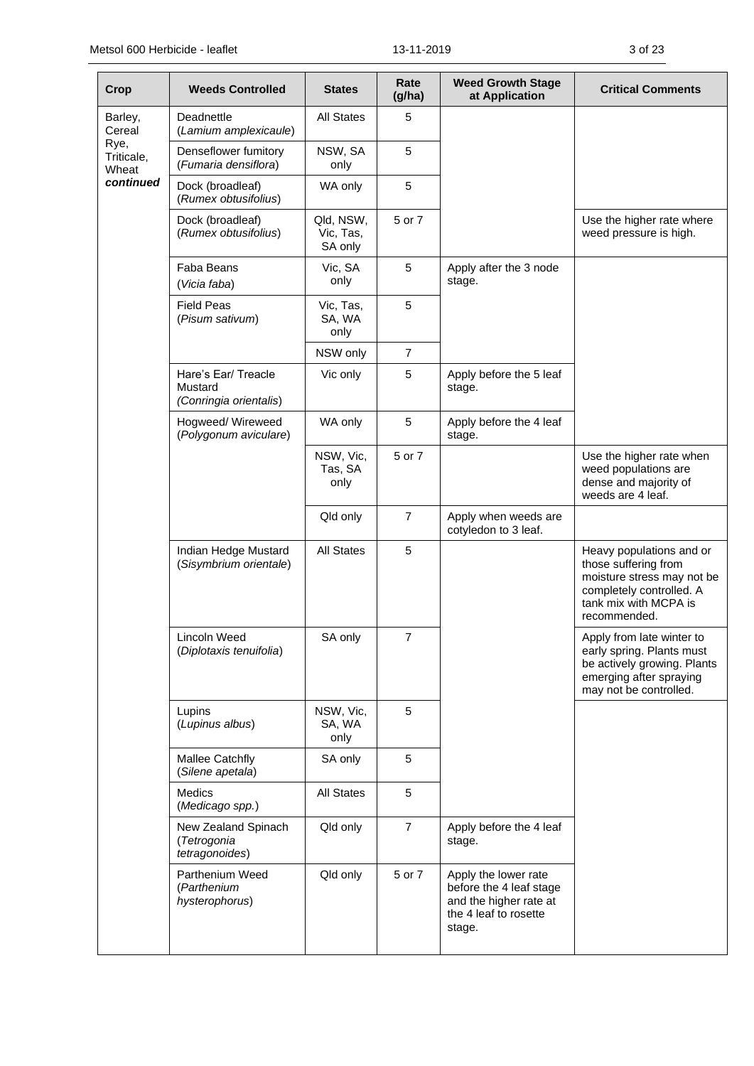| Crop | Weeds Controlled | States | Rate (g/ha) | Weed Growth Stage at Application | Critical Comments |
|---|---|---|---|---|---|
| Barley, Cereal Rye, Triticale, Wheat ***continued*** | Deadnettle (*Lamium amplexicaule*) | All States | 5 | | |
| | Denseflower fumitory (*Fumaria densiflora*) | NSW, SA only | 5 | | |
| | Dock (broadleaf) (*Rumex obtusifolius*) | WA only | 5 | | |
| | Dock (broadleaf) (*Rumex obtusifolius*) | Qld, NSW, Vic, Tas, SA only | 5 or 7 | | Use the higher rate where weed pressure is high. |
| | Faba Beans (*Vicia faba*) | Vic, SA only | 5 | Apply after the 3 node stage. | |
| | Field Peas (*Pisum sativum*) | Vic, Tas, SA, WA only | 5 | | |
| | | NSW only | 7 | | |
| | Hare's Ear/ Treacle Mustard (*Conringia orientalis*) | Vic only | 5 | Apply before the 5 leaf stage. | |
| | Hogweed/ Wireweed (*Polygonum aviculare*) | WA only | 5 | Apply before the 4 leaf stage. | |
| | | NSW, Vic, Tas, SA only | 5 or 7 | | Use the higher rate when weed populations are dense and majority of weeds are 4 leaf. |
| | | Qld only | 7 | Apply when weeds are cotyledon to 3 leaf. | |
| | Indian Hedge Mustard (*Sisymbrium orientale*) | All States | 5 | | Heavy populations and or those suffering from moisture stress may not be completely controlled. A tank mix with MCPA is recommended. |
| | Lincoln Weed (*Diplotaxis tenuifolia*) | SA only | 7 | | Apply from late winter to early spring. Plants must be actively growing. Plants emerging after spraying may not be controlled. |
| | Lupins (*Lupinus albus*) | NSW, Vic, SA, WA only | 5 | | |
| | Mallee Catchfly (*Silene apetala*) | SA only | 5 | | |
| | Medics (*Medicago spp.*) | All States | 5 | | |
| | New Zealand Spinach (*Tetrogonia tetragonoides*) | Qld only | 7 | Apply before the 4 leaf stage. | |
| | Parthenium Weed (*Parthenium hysterophorus*) | Qld only | 5 or 7 | Apply the lower rate before the 4 leaf stage and the higher rate at the 4 leaf to rosette stage. | |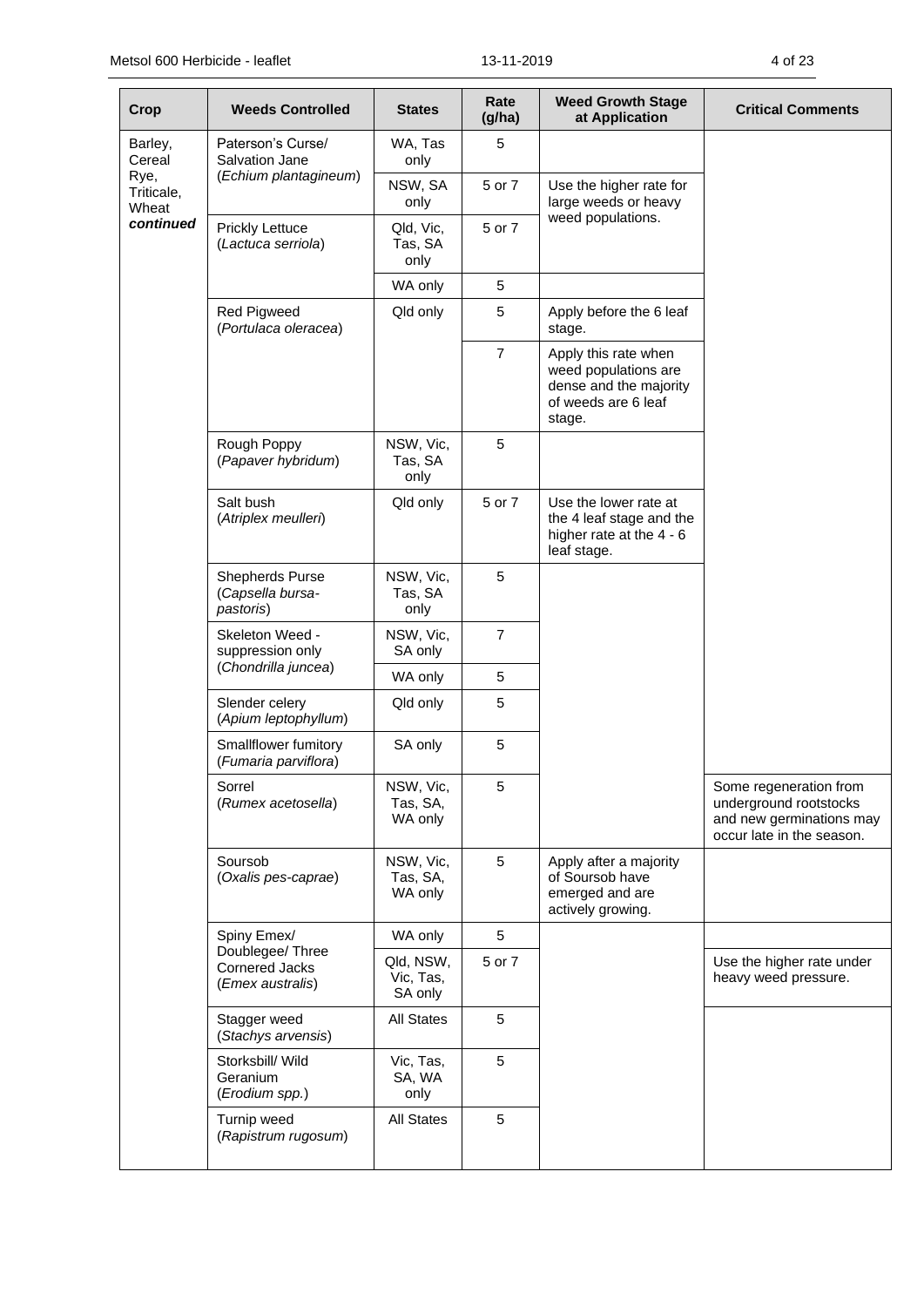| Crop | Weeds Controlled | States | Rate (g/ha) | Weed Growth Stage at Application | Critical Comments |
|---|---|---|---|---|---|
| Barley, Cereal Rye, Triticale, Wheat ***continued*** | Paterson's Curse/ Salvation Jane (*Echium plantagineum*) | WA, Tas only | 5 | | |
| | | NSW, SA only | 5 or 7 | Use the higher rate for large weeds or heavy weed populations. | |
| | Prickly Lettuce (*Lactuca serriola*) | Qld, Vic, Tas, SA only | 5 or 7 | | |
| | | WA only | 5 | | |
| | Red Pigweed (*Portulaca oleracea*) | Qld only | 5 | Apply before the 6 leaf stage. | |
| | | | 7 | Apply this rate when weed populations are dense and the majority of weeds are 6 leaf stage. | |
| | Rough Poppy (*Papaver hybridum*) | NSW, Vic, Tas, SA only | 5 | | |
| | Salt bush (*Atriplex meulleri*) | Qld only | 5 or 7 | Use the lower rate at the 4 leaf stage and the higher rate at the 4 - 6 leaf stage. | |
| | Shepherds Purse (*Capsella bursa-pastoris*) | NSW, Vic, Tas, SA only | 5 | | |
| | Skeleton Weed - suppression only (*Chondrilla juncea*) | NSW, Vic, SA only | 7 | | |
| | | WA only | 5 | | |
| | Slender celery (*Apium leptophyllum*) | Qld only | 5 | | |
| | Smallflower fumitory (*Fumaria parviflora*) | SA only | 5 | | |
| | Sorrel (*Rumex acetosella*) | NSW, Vic, Tas, SA, WA only | 5 | | Some regeneration from underground rootstocks and new germinations may occur late in the season. |
| | Soursob (*Oxalis pes-caprae*) | NSW, Vic, Tas, SA, WA only | 5 | Apply after a majority of Soursob have emerged and are actively growing. | |
| | Spiny Emex/ Doublegee/ Three Cornered Jacks (*Emex australis*) | WA only | 5 | | |
| | | Qld, NSW, Vic, Tas, SA only | 5 or 7 | | Use the higher rate under heavy weed pressure. |
| | Stagger weed (*Stachys arvensis*) | All States | 5 | | |
| | Storksbill/ Wild Geranium (*Erodium spp.*) | Vic, Tas, SA, WA only | 5 | | |
| | Turnip weed (*Rapistrum rugosum*) | All States | 5 | | |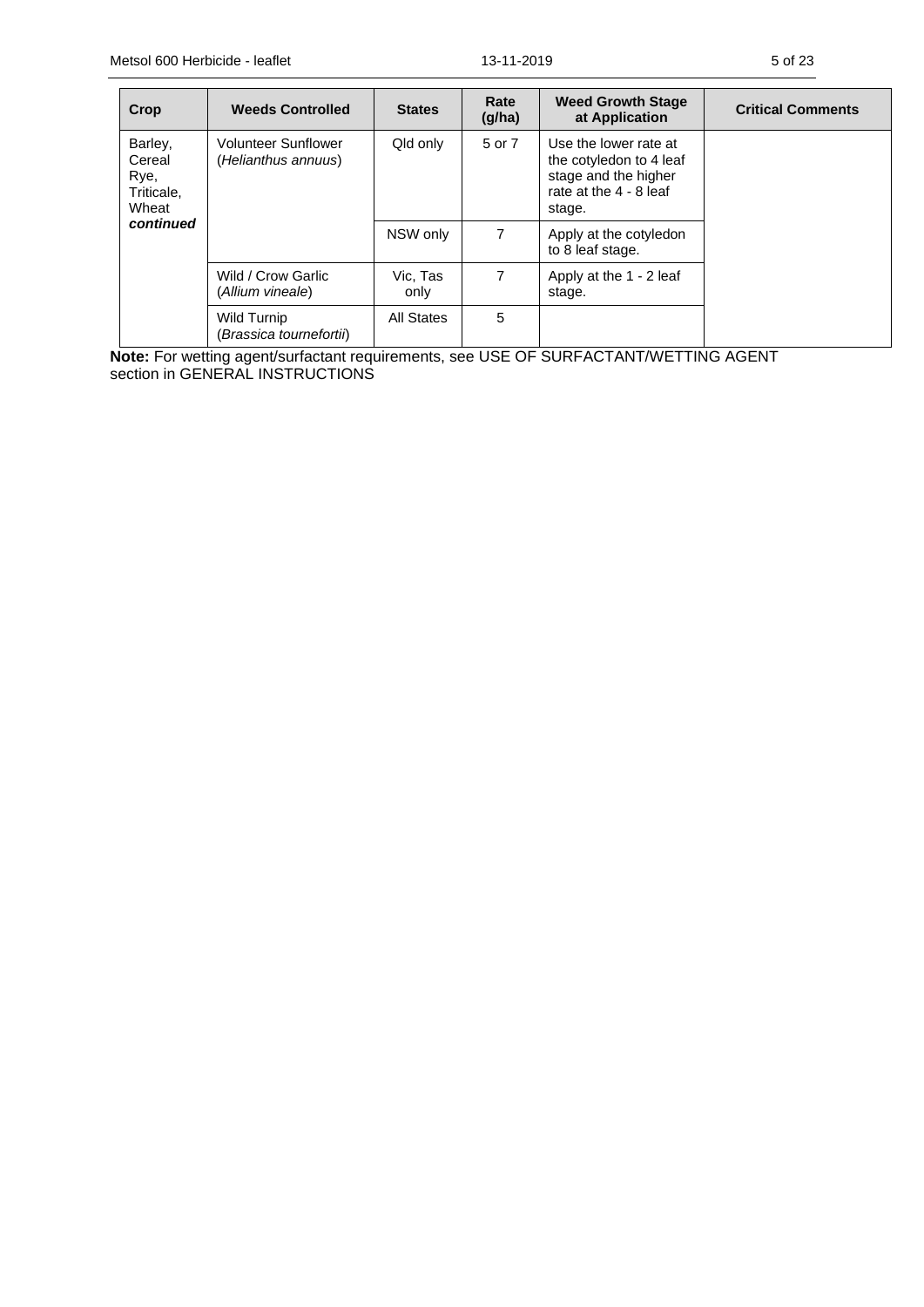| Crop | Weeds Controlled | States | Rate (g/ha) | Weed Growth Stage at Application | Critical Comments |
|---|---|---|---|---|---|
| Barley, Cereal Rye, Triticale, Wheat ***continued*** | Volunteer Sunflower (*Helianthus annuus*) | Qld only | 5 or 7 | Use the lower rate at the cotyledon to 4 leaf stage and the higher rate at the 4 - 8 leaf stage. | |
| | | NSW only | 7 | Apply at the cotyledon to 8 leaf stage. | |
| | Wild / Crow Garlic (*Allium vineale*) | Vic, Tas only | 7 | Apply at the 1 - 2 leaf stage. | |
| | Wild Turnip (*Brassica tournefortii*) | All States | 5 | | |

**Note:** For wetting agent/surfactant requirements, see USE OF SURFACTANT/WETTING AGENT section in GENERAL INSTRUCTIONS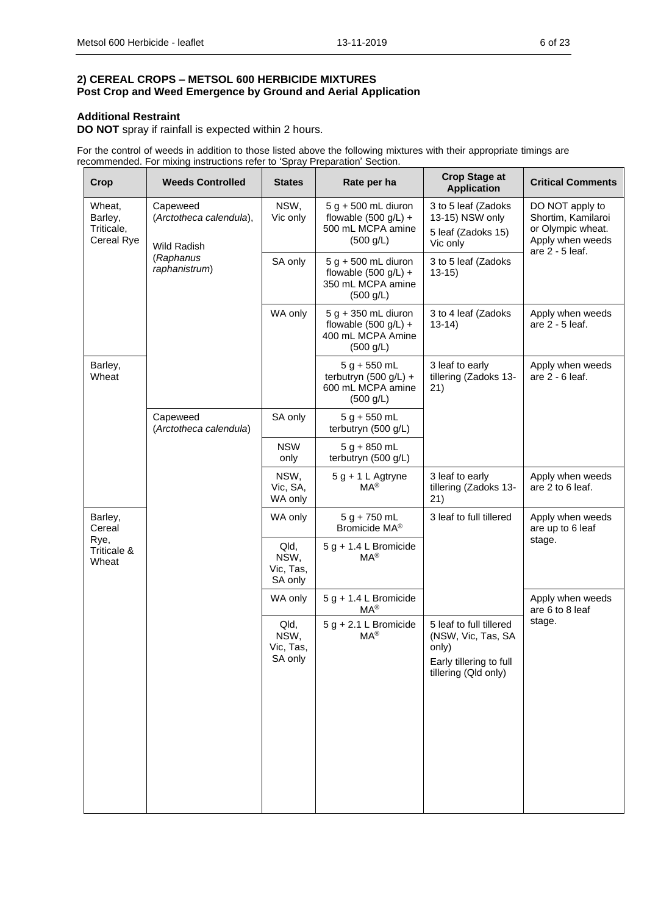## 2) CEREAL CROPS – METSOL 600 HERBICIDE MIXTURES
### Post Crop and Weed Emergence by Ground and Aerial Application

**Additional Restraint**

**DO NOT** spray if rainfall is expected within 2 hours.

For the control of weeds in addition to those listed above the following mixtures with their appropriate timings are recommended. For mixing instructions refer to 'Spray Preparation' Section.

| Crop | Weeds Controlled | States | Rate per ha | Crop Stage at Application | Critical Comments |
|---|---|---|---|---|---|
| Wheat, Barley, Triticale, Cereal Rye | Capeweed (*Arctotheca calendula*), Wild Radish (*Raphanus raphanistrum*) | NSW, Vic only | 5 g + 500 mL diuron flowable (500 g/L) + 500 mL MCPA amine (500 g/L) | 3 to 5 leaf (Zadoks 13-15) NSW only<br>5 leaf (Zadoks 15) Vic only | DO NOT apply to Shortim, Kamilaroi or Olympic wheat. Apply when weeds are 2 - 5 leaf. |
| | | SA only | 5 g + 500 mL diuron flowable (500 g/L) + 350 mL MCPA amine (500 g/L) | 3 to 5 leaf (Zadoks 13-15) | |
| | | WA only | 5 g + 350 mL diuron flowable (500 g/L) + 400 mL MCPA Amine (500 g/L) | 3 to 4 leaf (Zadoks 13-14) | Apply when weeds are 2 - 5 leaf. |
| Barley, Wheat | | | 5 g + 550 mL terbutryn (500 g/L) + 600 mL MCPA amine (500 g/L) | 3 leaf to early tillering (Zadoks 13-21) | Apply when weeds are 2 - 6 leaf. |
| | Capeweed (*Arctotheca calendula*) | SA only | 5 g + 550 mL terbutryn (500 g/L) | | |
| | | NSW only | 5 g + 850 mL terbutryn (500 g/L) | | |
| | | NSW, Vic, SA, WA only | 5 g + 1 L Agtryne MA® | 3 leaf to early tillering (Zadoks 13-21) | Apply when weeds are 2 to 6 leaf. |
| Barley, Cereal Rye, Triticale & Wheat | | WA only | 5 g + 750 mL Bromicide MA® | 3 leaf to full tillered | Apply when weeds are up to 6 leaf stage. |
| | | Qld, NSW, Vic, Tas, SA only | 5 g + 1.4 L Bromicide MA® | | |
| | | WA only | 5 g + 1.4 L Bromicide MA® | | Apply when weeds are 6 to 8 leaf stage. |
| | | Qld, NSW, Vic, Tas, SA only | 5 g + 2.1 L Bromicide MA® | 5 leaf to full tillered (NSW, Vic, Tas, SA only)<br>Early tillering to full tillering (Qld only) | |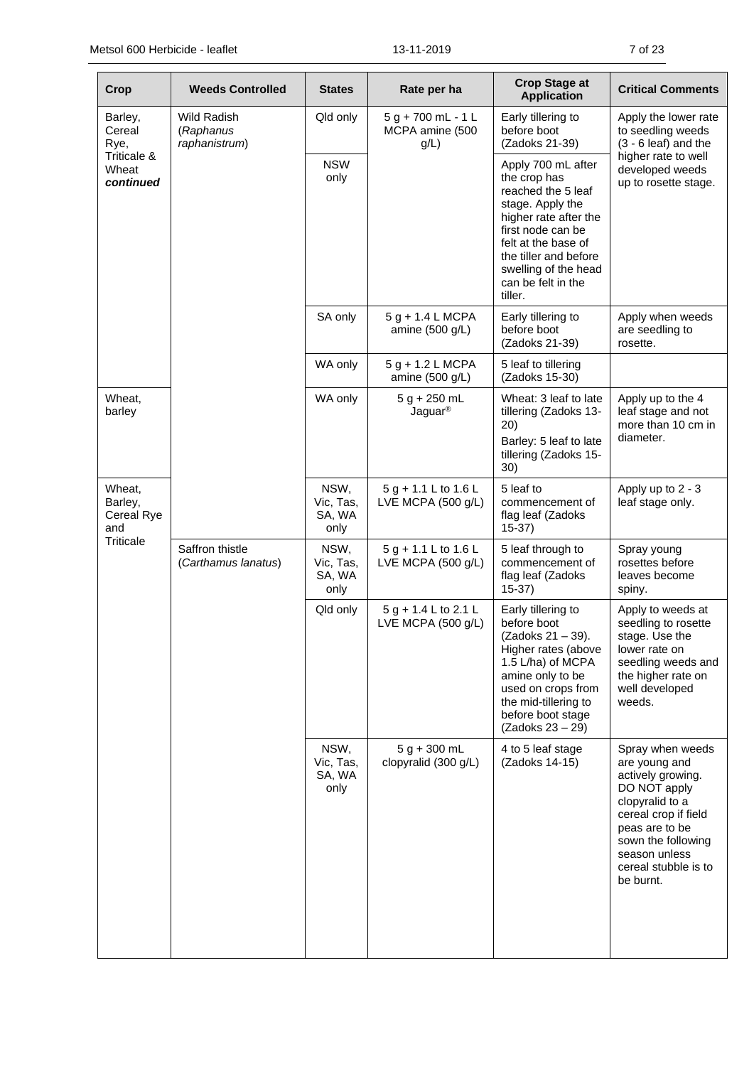| Crop | Weeds Controlled | States | Rate per ha | Crop Stage at Application | Critical Comments |
|---|---|---|---|---|---|
| Barley, Cereal Rye, Triticale & Wheat ***continued*** | Wild Radish (*Raphanus raphanistrum*) | Qld only | 5 g + 700 mL - 1 L MCPA amine (500 g/L) | Early tillering to before boot (Zadoks 21-39) | Apply the lower rate to seedling weeds (3 - 6 leaf) and the higher rate to well developed weeds up to rosette stage. |
| | | NSW only | | Apply 700 mL after the crop has reached the 5 leaf stage. Apply the higher rate after the first node can be felt at the base of the tiller and before swelling of the head can be felt in the tiller. | |
| | | SA only | 5 g + 1.4 L MCPA amine (500 g/L) | Early tillering to before boot (Zadoks 21-39) | Apply when weeds are seedling to rosette. |
| | | WA only | 5 g + 1.2 L MCPA amine (500 g/L) | 5 leaf to tillering (Zadoks 15-30) | |
| Wheat, barley | | WA only | 5 g + 250 mL Jaguar® | Wheat: 3 leaf to late tillering (Zadoks 13-20) Barley: 5 leaf to late tillering (Zadoks 15-30) | Apply up to the 4 leaf stage and not more than 10 cm in diameter. |
| Wheat, Barley, Cereal Rye and Triticale | | NSW, Vic, Tas, SA, WA only | 5 g + 1.1 L to 1.6 L LVE MCPA (500 g/L) | 5 leaf to commencement of flag leaf (Zadoks 15-37) | Apply up to 2 - 3 leaf stage only. |
| | Saffron thistle (*Carthamus lanatus*) | NSW, Vic, Tas, SA, WA only | 5 g + 1.1 L to 1.6 L LVE MCPA (500 g/L) | 5 leaf through to commencement of flag leaf (Zadoks 15-37) | Spray young rosettes before leaves become spiny. |
| | | Qld only | 5 g + 1.4 L to 2.1 L LVE MCPA (500 g/L) | Early tillering to before boot (Zadoks 21 – 39). Higher rates (above 1.5 L/ha) of MCPA amine only to be used on crops from the mid-tillering to before boot stage (Zadoks 23 – 29) | Apply to weeds at seedling to rosette stage. Use the lower rate on seedling weeds and the higher rate on well developed weeds. |
| | | NSW, Vic, Tas, SA, WA only | 5 g + 300 mL clopyralid (300 g/L) | 4 to 5 leaf stage (Zadoks 14-15) | Spray when weeds are young and actively growing. DO NOT apply clopyralid to a cereal crop if field peas are to be sown the following season unless cereal stubble is to be burnt. |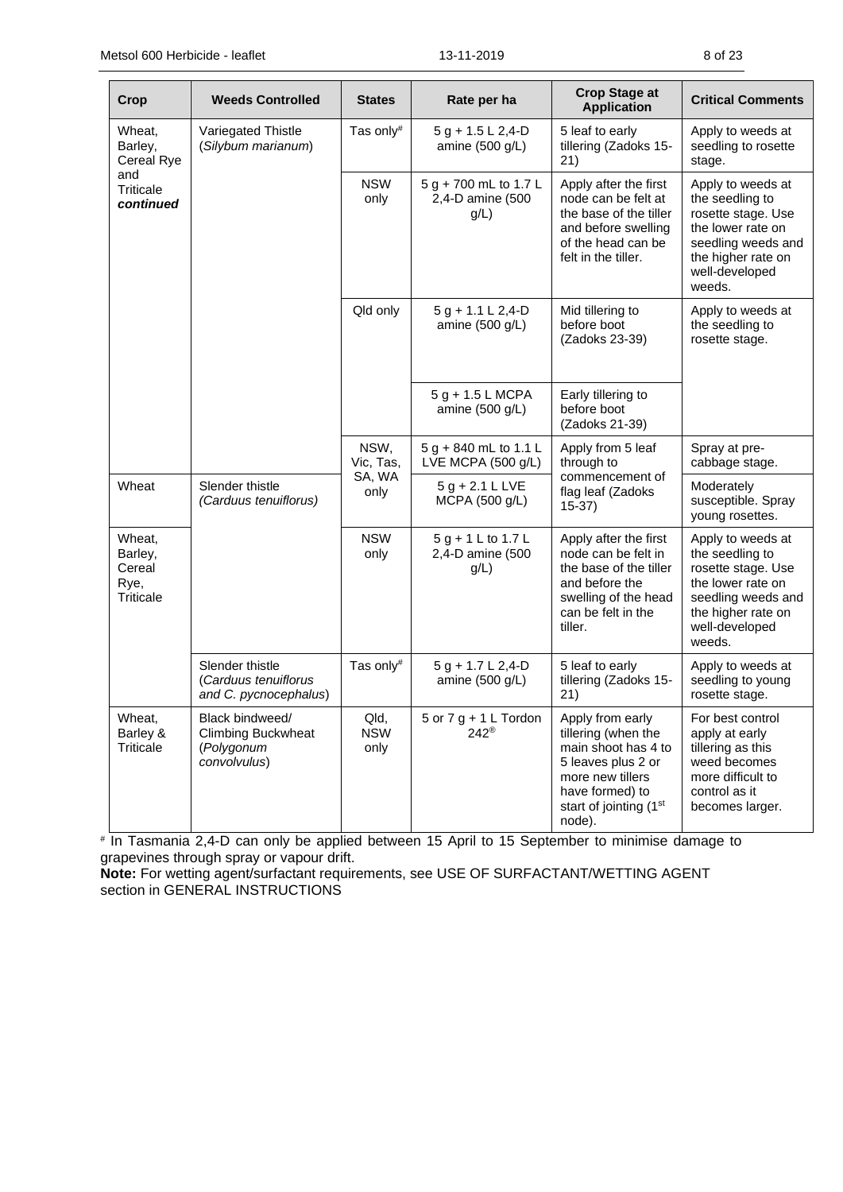| Crop | Weeds Controlled | States | Rate per ha | Crop Stage at Application | Critical Comments |
|---|---|---|---|---|---|
| Wheat, Barley, Cereal Rye and Triticale ***continued*** | Variegated Thistle (*Silybum marianum*) | Tas only# | 5 g + 1.5 L 2,4-D amine (500 g/L) | 5 leaf to early tillering (Zadoks 15-21) | Apply to weeds at seedling to rosette stage. |
| | | NSW only | 5 g + 700 mL to 1.7 L 2,4-D amine (500 g/L) | Apply after the first node can be felt at the base of the tiller and before swelling of the head can be felt in the tiller. | Apply to weeds at the seedling to rosette stage. Use the lower rate on seedling weeds and the higher rate on well-developed weeds. |
| | | Qld only | 5 g + 1.1 L 2,4-D amine (500 g/L) | Mid tillering to before boot (Zadoks 23-39) | Apply to weeds at the seedling to rosette stage. |
| | | | 5 g + 1.5 L MCPA amine (500 g/L) | Early tillering to before boot (Zadoks 21-39) | |
| | | NSW, Vic, Tas, SA, WA only | 5 g + 840 mL to 1.1 L LVE MCPA (500 g/L) | Apply from 5 leaf through to commencement of flag leaf (Zadoks 15-37) | Spray at pre-cabbage stage. |
| Wheat | Slender thistle *(Carduus tenuiflorus)* | | 5 g + 2.1 L LVE MCPA (500 g/L) | | Moderately susceptible. Spray young rosettes. |
| Wheat, Barley, Cereal Rye, Triticale | | NSW only | 5 g + 1 L to 1.7 L 2,4-D amine (500 g/L) | Apply after the first node can be felt in the base of the tiller and before the swelling of the head can be felt in the tiller. | Apply to weeds at the seedling to rosette stage. Use the lower rate on seedling weeds and the higher rate on well-developed weeds. |
| | Slender thistle (*Carduus tenuiflorus and C. pycnocephalus*) | Tas only# | 5 g + 1.7 L 2,4-D amine (500 g/L) | 5 leaf to early tillering (Zadoks 15-21) | Apply to weeds at seedling to young rosette stage. |
| Wheat, Barley & Triticale | Black bindweed/ Climbing Buckwheat (*Polygonum convolvulus*) | Qld, NSW only | 5 or 7 g + 1 L Tordon 242® | Apply from early tillering (when the main shoot has 4 to 5 leaves plus 2 or more new tillers have formed) to start of jointing (1st node). | For best control apply at early tillering as this weed becomes more difficult to control as it becomes larger. |

# In Tasmania 2,4-D can only be applied between 15 April to 15 September to minimise damage to grapevines through spray or vapour drift.

**Note:** For wetting agent/surfactant requirements, see USE OF SURFACTANT/WETTING AGENT section in GENERAL INSTRUCTIONS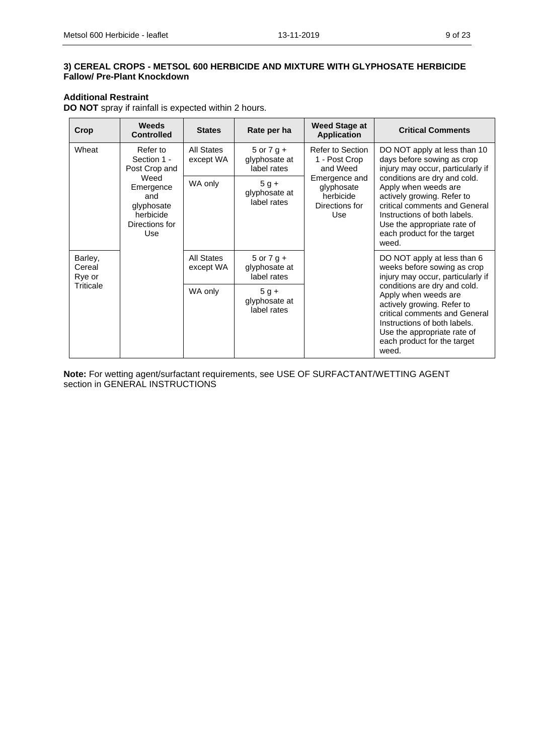### 3) CEREAL CROPS - METSOL 600 HERBICIDE AND MIXTURE WITH GLYPHOSATE HERBICIDE
**Fallow/ Pre-Plant Knockdown**

**Additional Restraint**
**DO NOT** spray if rainfall is expected within 2 hours.

| Crop | Weeds Controlled | States | Rate per ha | Weed Stage at Application | Critical Comments |
|---|---|---|---|---|---|
| Wheat | Refer to Section 1 - Post Crop and Weed Emergence and glyphosate herbicide Directions for Use | All States except WA | 5 or 7 g + glyphosate at label rates | Refer to Section 1 - Post Crop and Weed Emergence and glyphosate herbicide Directions for Use | DO NOT apply at less than 10 days before sowing as crop injury may occur, particularly if conditions are dry and cold. Apply when weeds are actively growing. Refer to critical comments and General Instructions of both labels. Use the appropriate rate of each product for the target weed. |
| | | WA only | 5 g + glyphosate at label rates | | |
| Barley, Cereal Rye or Triticale | | All States except WA | 5 or 7 g + glyphosate at label rates | | DO NOT apply at less than 6 weeks before sowing as crop injury may occur, particularly if conditions are dry and cold. Apply when weeds are actively growing. Refer to critical comments and General Instructions of both labels. Use the appropriate rate of each product for the target weed. |
| | | WA only | 5 g + glyphosate at label rates | | |

**Note:** For wetting agent/surfactant requirements, see USE OF SURFACTANT/WETTING AGENT section in GENERAL INSTRUCTIONS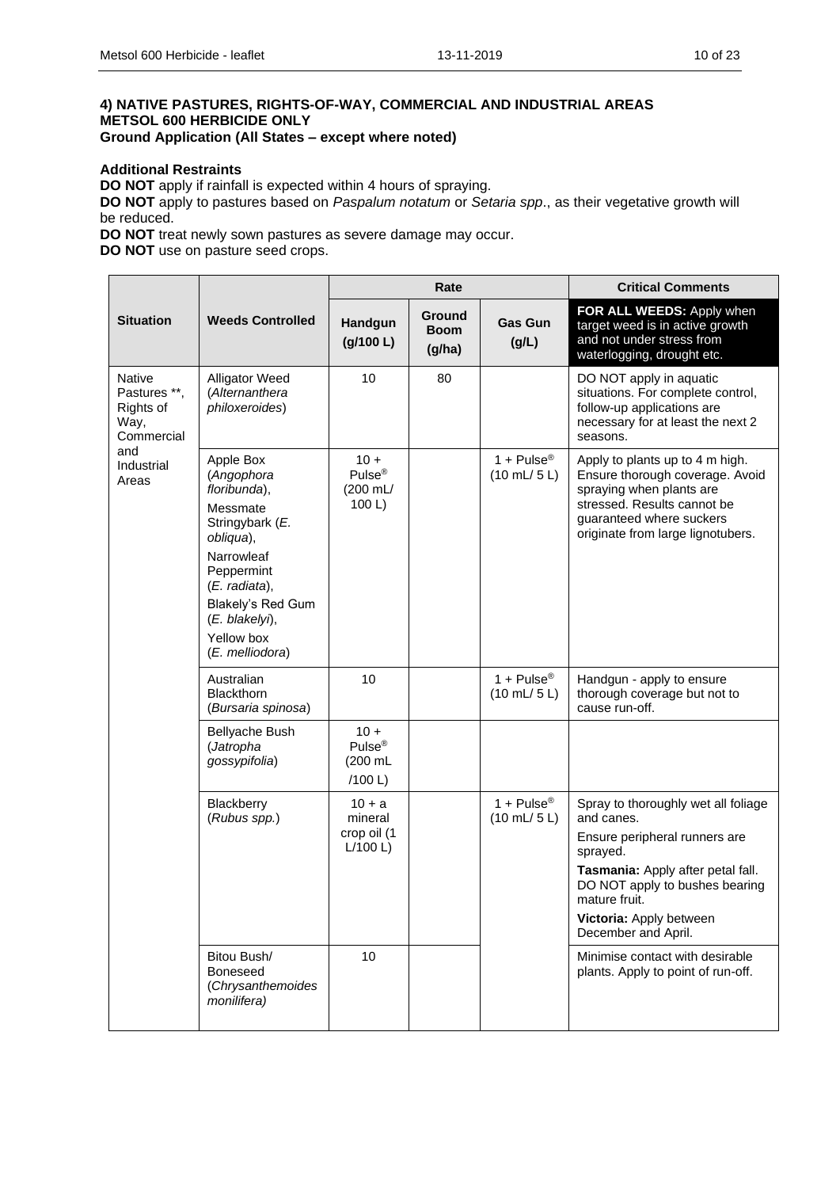**4) NATIVE PASTURES, RIGHTS-OF-WAY, COMMERCIAL AND INDUSTRIAL AREAS**
**METSOL 600 HERBICIDE ONLY**
**Ground Application (All States – except where noted)**

**Additional Restraints**

**DO NOT** apply if rainfall is expected within 4 hours of spraying.

**DO NOT** apply to pastures based on *Paspalum notatum* or *Setaria spp*., as their vegetative growth will be reduced.

**DO NOT** treat newly sown pastures as severe damage may occur.

**DO NOT** use on pasture seed crops.

| Situation | Weeds Controlled | Rate | | | Critical Comments |
|---|---|---|---|---|---|
| | | Handgun (g/100 L) | Ground Boom (g/ha) | Gas Gun (g/L) | **FOR ALL WEEDS:** Apply when target weed is in active growth and not under stress from waterlogging, drought etc. |
| Native Pastures **, Rights of Way, Commercial and Industrial Areas | Alligator Weed (*Alternanthera philoxeroides*) | 10 | 80 | | DO NOT apply in aquatic situations. For complete control, follow-up applications are necessary for at least the next 2 seasons. |
| | Apple Box (*Angophora floribunda*), Messmate Stringybark (*E. obliqua*), Narrowleaf Peppermint (*E. radiata*), Blakely's Red Gum (*E. blakelyi*), Yellow box (*E. melliodora*) | 10 + Pulse® (200 mL/ 100 L) | | 1 + Pulse® (10 mL/ 5 L) | Apply to plants up to 4 m high. Ensure thorough coverage. Avoid spraying when plants are stressed. Results cannot be guaranteed where suckers originate from large lignotubers. |
| | Australian Blackthorn (*Bursaria spinosa*) | 10 | | 1 + Pulse® (10 mL/ 5 L) | Handgun - apply to ensure thorough coverage but not to cause run-off. |
| | Bellyache Bush (*Jatropha gossypifolia*) | 10 + Pulse® (200 mL /100 L) | | | |
| | Blackberry (*Rubus spp.*) | 10 + a mineral crop oil (1 L/100 L) | | 1 + Pulse® (10 mL/ 5 L) | Spray to thoroughly wet all foliage and canes. Ensure peripheral runners are sprayed. **Tasmania:** Apply after petal fall. DO NOT apply to bushes bearing mature fruit. **Victoria:** Apply between December and April. |
| | Bitou Bush/ Boneseed (*Chrysanthemoides monilifera)* | 10 | | | Minimise contact with desirable plants. Apply to point of run-off. |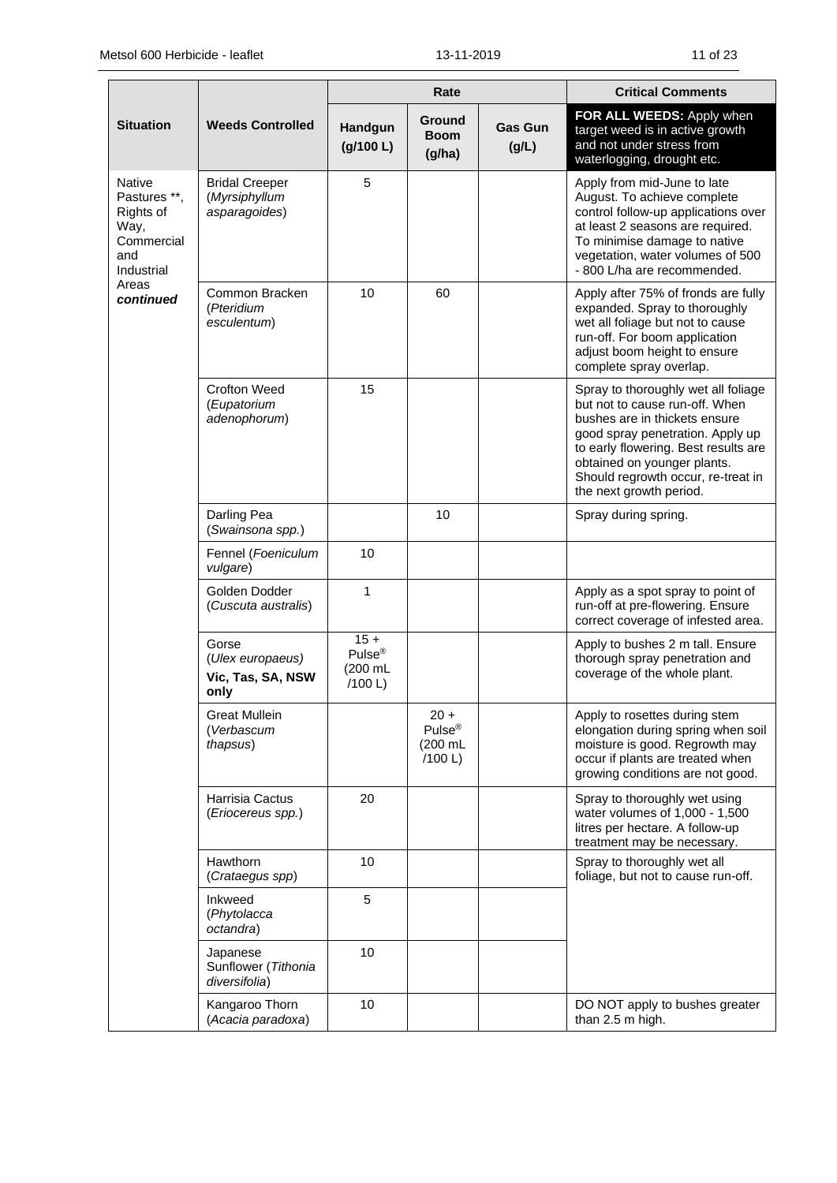| Situation | Weeds Controlled | Rate | | | Critical Comments |
|---|---|---|---|---|---|
| | | Handgun (g/100 L) | Ground Boom (g/ha) | Gas Gun (g/L) | **FOR ALL WEEDS:** Apply when target weed is in active growth and not under stress from waterlogging, drought etc. |
| Native Pastures **, Rights of Way, Commercial and Industrial Areas ***continued*** | Bridal Creeper (*Myrsiphyllum asparagoides*) | 5 | | | Apply from mid-June to late August. To achieve complete control follow-up applications over at least 2 seasons are required. To minimise damage to native vegetation, water volumes of 500 - 800 L/ha are recommended. |
| | Common Bracken (*Pteridium esculentum*) | 10 | 60 | | Apply after 75% of fronds are fully expanded. Spray to thoroughly wet all foliage but not to cause run-off. For boom application adjust boom height to ensure complete spray overlap. |
| | Crofton Weed (*Eupatorium adenophorum*) | 15 | | | Spray to thoroughly wet all foliage but not to cause run-off. When bushes are in thickets ensure good spray penetration. Apply up to early flowering. Best results are obtained on younger plants. Should regrowth occur, re-treat in the next growth period. |
| | Darling Pea (*Swainsona spp.*) | | 10 | | Spray during spring. |
| | Fennel (*Foeniculum vulgare*) | 10 | | | |
| | Golden Dodder (*Cuscuta australis*) | 1 | | | Apply as a spot spray to point of run-off at pre-flowering. Ensure correct coverage of infested area. |
| | Gorse (*Ulex europaeus*) **Vic, Tas, SA, NSW only** | 15 + Pulse® (200 mL /100 L) | | | Apply to bushes 2 m tall. Ensure thorough spray penetration and coverage of the whole plant. |
| | Great Mullein (*Verbascum thapsus*) | | 20 + Pulse® (200 mL /100 L) | | Apply to rosettes during stem elongation during spring when soil moisture is good. Regrowth may occur if plants are treated when growing conditions are not good. |
| | Harrisia Cactus (*Eriocereus spp.*) | 20 | | | Spray to thoroughly wet using water volumes of 1,000 - 1,500 litres per hectare. A follow-up treatment may be necessary. |
| | Hawthorn (*Crataegus spp*) | 10 | | | Spray to thoroughly wet all foliage, but not to cause run-off. |
| | Inkweed (*Phytolacca octandra*) | 5 | | | |
| | Japanese Sunflower (*Tithonia diversifolia*) | 10 | | | |
| | Kangaroo Thorn (*Acacia paradoxa*) | 10 | | | DO NOT apply to bushes greater than 2.5 m high. |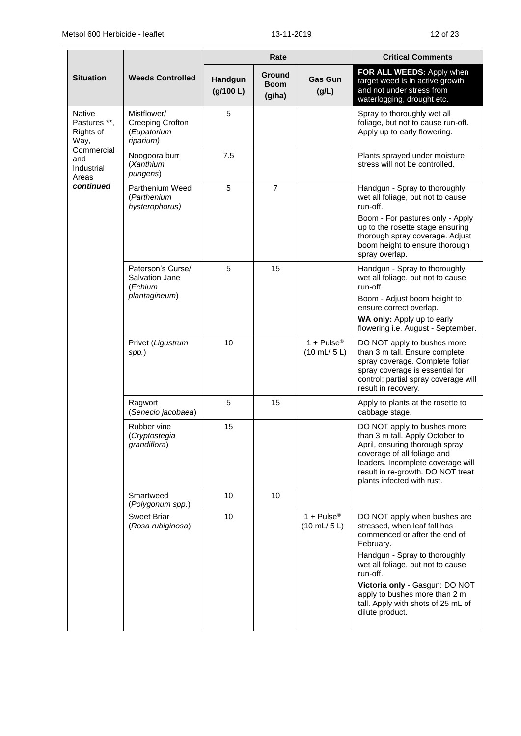| Situation | Weeds Controlled | Rate | | | Critical Comments |
|---|---|---|---|---|---|
| | | Handgun (g/100 L) | Ground Boom (g/ha) | Gas Gun (g/L) | **FOR ALL WEEDS:** Apply when target weed is in active growth and not under stress from waterlogging, drought etc. |
| Native Pastures **, Rights of Way, Commercial and Industrial Areas ***continued*** | Mistflower/ Creeping Crofton (*Eupatorium riparium*) | 5 | | | Spray to thoroughly wet all foliage, but not to cause run-off. Apply up to early flowering. |
| | Noogoora burr (*Xanthium pungens*) | 7.5 | | | Plants sprayed under moisture stress will not be controlled. |
| | Parthenium Weed (*Parthenium hysterophorus)* | 5 | 7 | | Handgun - Spray to thoroughly wet all foliage, but not to cause run-off. Boom - For pastures only - Apply up to the rosette stage ensuring thorough spray coverage. Adjust boom height to ensure thorough spray overlap. |
| | Paterson's Curse/ Salvation Jane (*Echium plantagineum*) | 5 | 15 | | Handgun - Spray to thoroughly wet all foliage, but not to cause run-off. Boom - Adjust boom height to ensure correct overlap. **WA only:** Apply up to early flowering i.e. August - September. |
| | Privet (*Ligustrum spp.*) | 10 | | 1 + Pulse® (10 mL/ 5 L) | DO NOT apply to bushes more than 3 m tall. Ensure complete spray coverage. Complete foliar spray coverage is essential for control; partial spray coverage will result in recovery. |
| | Ragwort (*Senecio jacobaea*) | 5 | 15 | | Apply to plants at the rosette to cabbage stage. |
| | Rubber vine (*Cryptostegia grandiflora*) | 15 | | | DO NOT apply to bushes more than 3 m tall. Apply October to April, ensuring thorough spray coverage of all foliage and leaders. Incomplete coverage will result in re-growth. DO NOT treat plants infected with rust. |
| | Smartweed (*Polygonum spp.*) | 10 | 10 | | |
| | Sweet Briar (*Rosa rubiginosa*) | 10 | | 1 + Pulse® (10 mL/ 5 L) | DO NOT apply when bushes are stressed, when leaf fall has commenced or after the end of February. Handgun - Spray to thoroughly wet all foliage, but not to cause run-off. **Victoria only** - Gasgun: DO NOT apply to bushes more than 2 m tall. Apply with shots of 25 mL of dilute product. |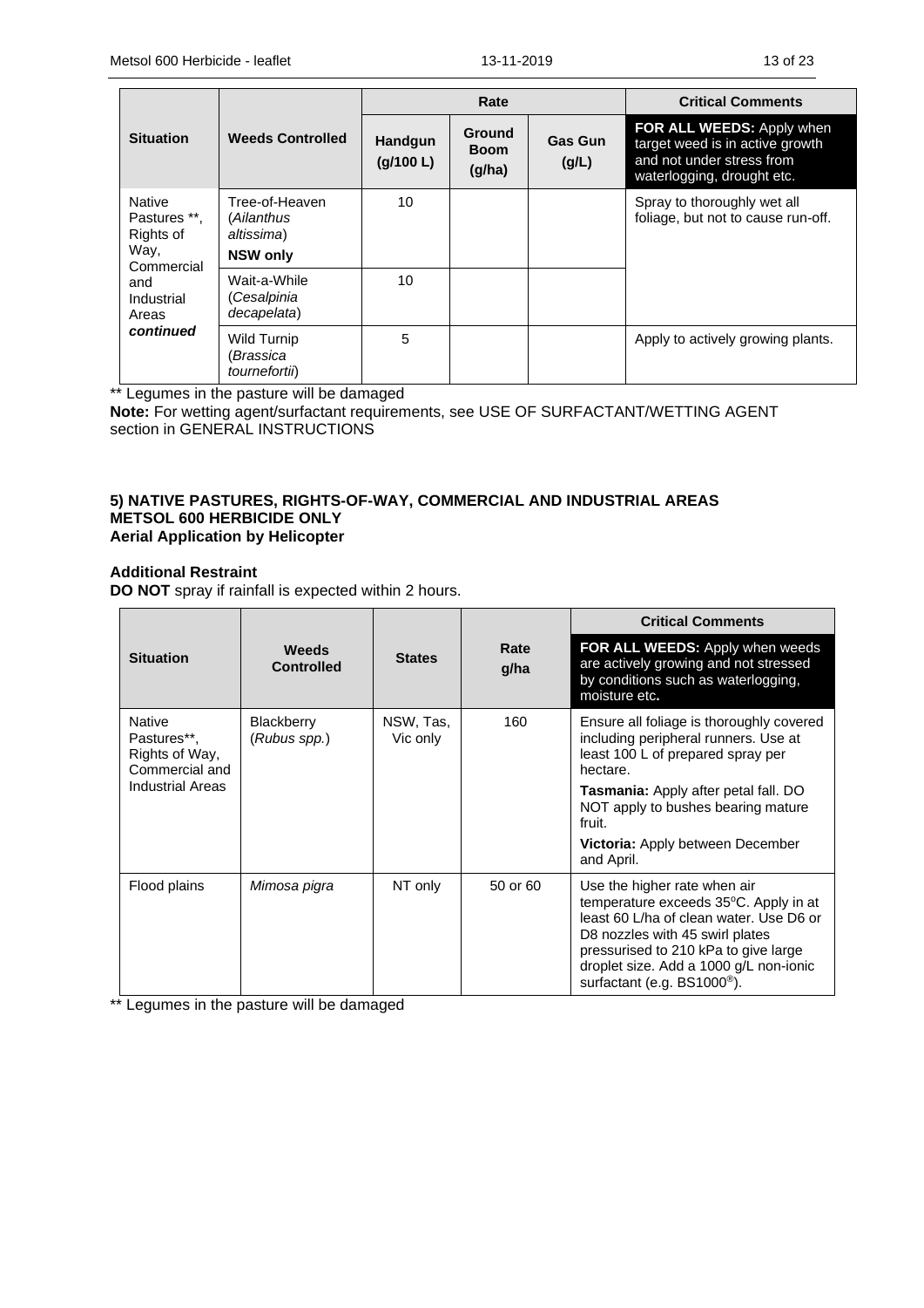| Situation | Weeds Controlled | Rate | | | Critical Comments |
|---|---|---|---|---|---|
| | | Handgun (g/100 L) | Ground Boom (g/ha) | Gas Gun (g/L) | **FOR ALL WEEDS:** Apply when target weed is in active growth and not under stress from waterlogging, drought etc. |
| Native Pastures **, Rights of Way, Commercial and Industrial Areas ***continued*** | Tree-of-Heaven (*Ailanthus altissima*) **NSW only** | 10 | | | Spray to thoroughly wet all foliage, but not to cause run-off. |
| | Wait-a-While (*Cesalpinia decapelata*) | 10 | | | |
| | Wild Turnip (*Brassica tournefortii*) | 5 | | | Apply to actively growing plants. |

** Legumes in the pasture will be damaged

**Note:** For wetting agent/surfactant requirements, see USE OF SURFACTANT/WETTING AGENT section in GENERAL INSTRUCTIONS

### 5) NATIVE PASTURES, RIGHTS-OF-WAY, COMMERCIAL AND INDUSTRIAL AREAS METSOL 600 HERBICIDE ONLY Aerial Application by Helicopter

**Additional Restraint**

**DO NOT** spray if rainfall is expected within 2 hours.

| Situation | Weeds Controlled | States | Rate g/ha | Critical Comments |
|---|---|---|---|---|
| | | | | **FOR ALL WEEDS:** Apply when weeds are actively growing and not stressed by conditions such as waterlogging, moisture etc**.** |
| Native Pastures**, Rights of Way, Commercial and Industrial Areas | Blackberry (*Rubus spp.*) | NSW, Tas, Vic only | 160 | Ensure all foliage is thoroughly covered including peripheral runners. Use at least 100 L of prepared spray per hectare. **Tasmania:** Apply after petal fall. DO NOT apply to bushes bearing mature fruit. **Victoria:** Apply between December and April. |
| Flood plains | *Mimosa pigra* | NT only | 50 or 60 | Use the higher rate when air temperature exceeds 35°C. Apply in at least 60 L/ha of clean water. Use D6 or D8 nozzles with 45 swirl plates pressurised to 210 kPa to give large droplet size. Add a 1000 g/L non-ionic surfactant (e.g. BS1000®). |

** Legumes in the pasture will be damaged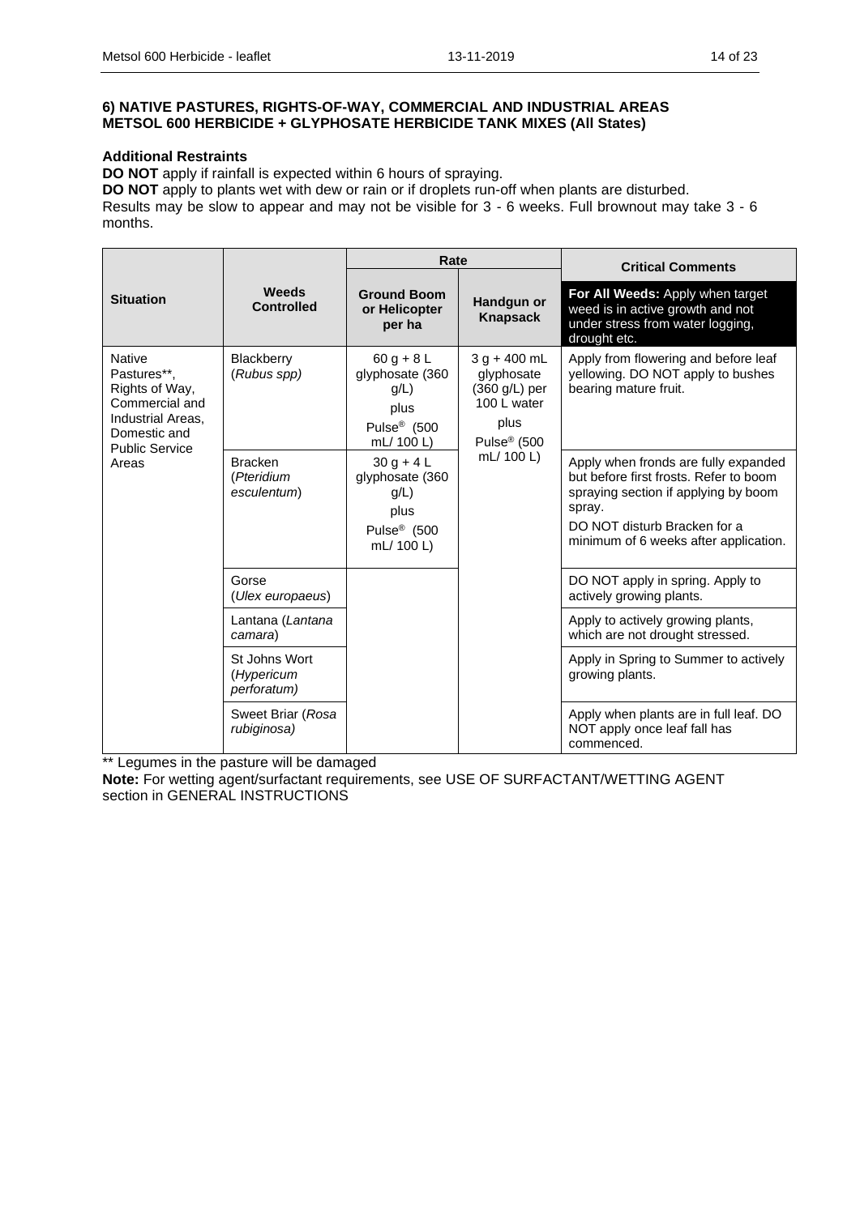### 6) NATIVE PASTURES, RIGHTS-OF-WAY, COMMERCIAL AND INDUSTRIAL AREAS METSOL 600 HERBICIDE + GLYPHOSATE HERBICIDE TANK MIXES (All States)

**Additional Restraints**

**DO NOT** apply if rainfall is expected within 6 hours of spraying.
**DO NOT** apply to plants wet with dew or rain or if droplets run-off when plants are disturbed.
Results may be slow to appear and may not be visible for 3 - 6 weeks. Full brownout may take 3 - 6 months.

| Situation | Weeds Controlled | Rate | | Critical Comments |
|---|---|---|---|---|
| | | Ground Boom or Helicopter per ha | Handgun or Knapsack | **For All Weeds:** Apply when target weed is in active growth and not under stress from water logging, drought etc. |
| Native Pastures**, Rights of Way, Commercial and Industrial Areas, Domestic and Public Service Areas | Blackberry (*Rubus spp*) | 60 g + 8 L glyphosate (360 g/L) plus Pulse® (500 mL/ 100 L) | 3 g + 400 mL glyphosate (360 g/L) per 100 L water plus Pulse® (500 mL/ 100 L) | Apply from flowering and before leaf yellowing. DO NOT apply to bushes bearing mature fruit. |
| | Bracken (*Pteridium esculentum*) | 30 g + 4 L glyphosate (360 g/L) plus Pulse® (500 mL/ 100 L) | | Apply when fronds are fully expanded but before first frosts. Refer to boom spraying section if applying by boom spray. DO NOT disturb Bracken for a minimum of 6 weeks after application. |
| | Gorse (*Ulex europaeus*) | | | DO NOT apply in spring. Apply to actively growing plants. |
| | Lantana (*Lantana camara*) | | | Apply to actively growing plants, which are not drought stressed. |
| | St Johns Wort (*Hypericum perforatum*) | | | Apply in Spring to Summer to actively growing plants. |
| | Sweet Briar (*Rosa rubiginosa*) | | | Apply when plants are in full leaf. DO NOT apply once leaf fall has commenced. |

** Legumes in the pasture will be damaged

**Note:** For wetting agent/surfactant requirements, see USE OF SURFACTANT/WETTING AGENT section in GENERAL INSTRUCTIONS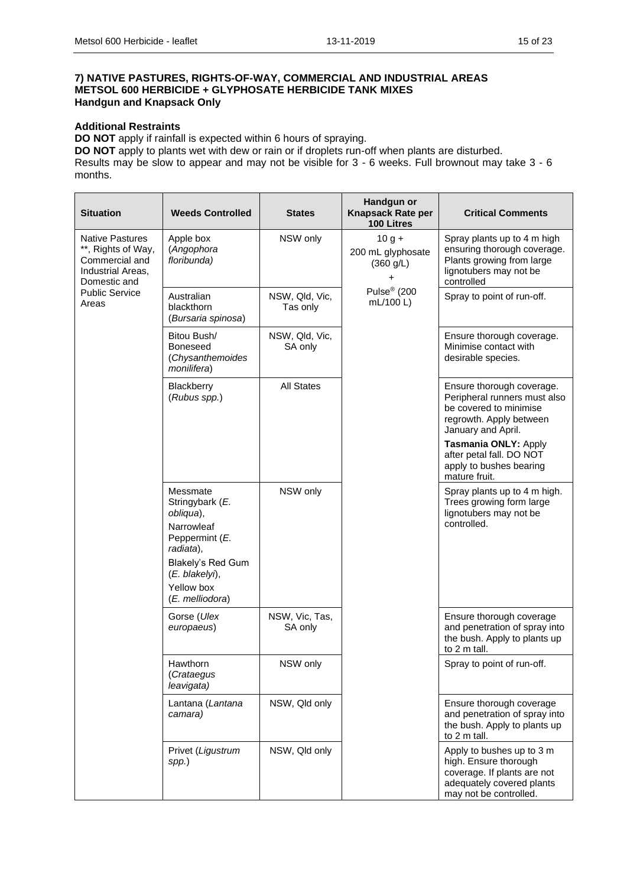### 7) NATIVE PASTURES, RIGHTS-OF-WAY, COMMERCIAL AND INDUSTRIAL AREAS
### METSOL 600 HERBICIDE + GLYPHOSATE HERBICIDE TANK MIXES
### Handgun and Knapsack Only

**Additional Restraints**

**DO NOT** apply if rainfall is expected within 6 hours of spraying.

**DO NOT** apply to plants wet with dew or rain or if droplets run-off when plants are disturbed.

Results may be slow to appear and may not be visible for 3 - 6 weeks. Full brownout may take 3 - 6 months.

| Situation | Weeds Controlled | States | Handgun or Knapsack Rate per 100 Litres | Critical Comments |
|---|---|---|---|---|
| Native Pastures **, Rights of Way, Commercial and Industrial Areas, Domestic and Public Service Areas | Apple box (*Angophora floribunda*) | NSW only | 10 g + 200 mL glyphosate (360 g/L) + Pulse® (200 mL/100 L) | Spray plants up to 4 m high ensuring thorough coverage. Plants growing from large lignotubers may not be controlled |
| | Australian blackthorn (*Bursaria spinosa*) | NSW, Qld, Vic, Tas only | | Spray to point of run-off. |
| | Bitou Bush/ Boneseed (*Chysanthemoides monilifera*) | NSW, Qld, Vic, SA only | | Ensure thorough coverage. Minimise contact with desirable species. |
| | Blackberry (*Rubus spp.*) | All States | | Ensure thorough coverage. Peripheral runners must also be covered to minimise regrowth. Apply between January and April.<br>**Tasmania ONLY:** Apply after petal fall. DO NOT apply to bushes bearing mature fruit. |
| | Messmate Stringybark (*E. obliqua*), Narrowleaf Peppermint (*E. radiata*), Blakely's Red Gum (*E. blakelyi*), Yellow box (*E. melliodora*) | NSW only | | Spray plants up to 4 m high. Trees growing form large lignotubers may not be controlled. |
| | Gorse (*Ulex europaeus*) | NSW, Vic, Tas, SA only | | Ensure thorough coverage and penetration of spray into the bush. Apply to plants up to 2 m tall. |
| | Hawthorn (*Crataegus leavigata)* | NSW only | | Spray to point of run-off. |
| | Lantana (*Lantana camara)* | NSW, Qld only | | Ensure thorough coverage and penetration of spray into the bush. Apply to plants up to 2 m tall. |
| | Privet (*Ligustrum spp.*) | NSW, Qld only | | Apply to bushes up to 3 m high. Ensure thorough coverage. If plants are not adequately covered plants may not be controlled. |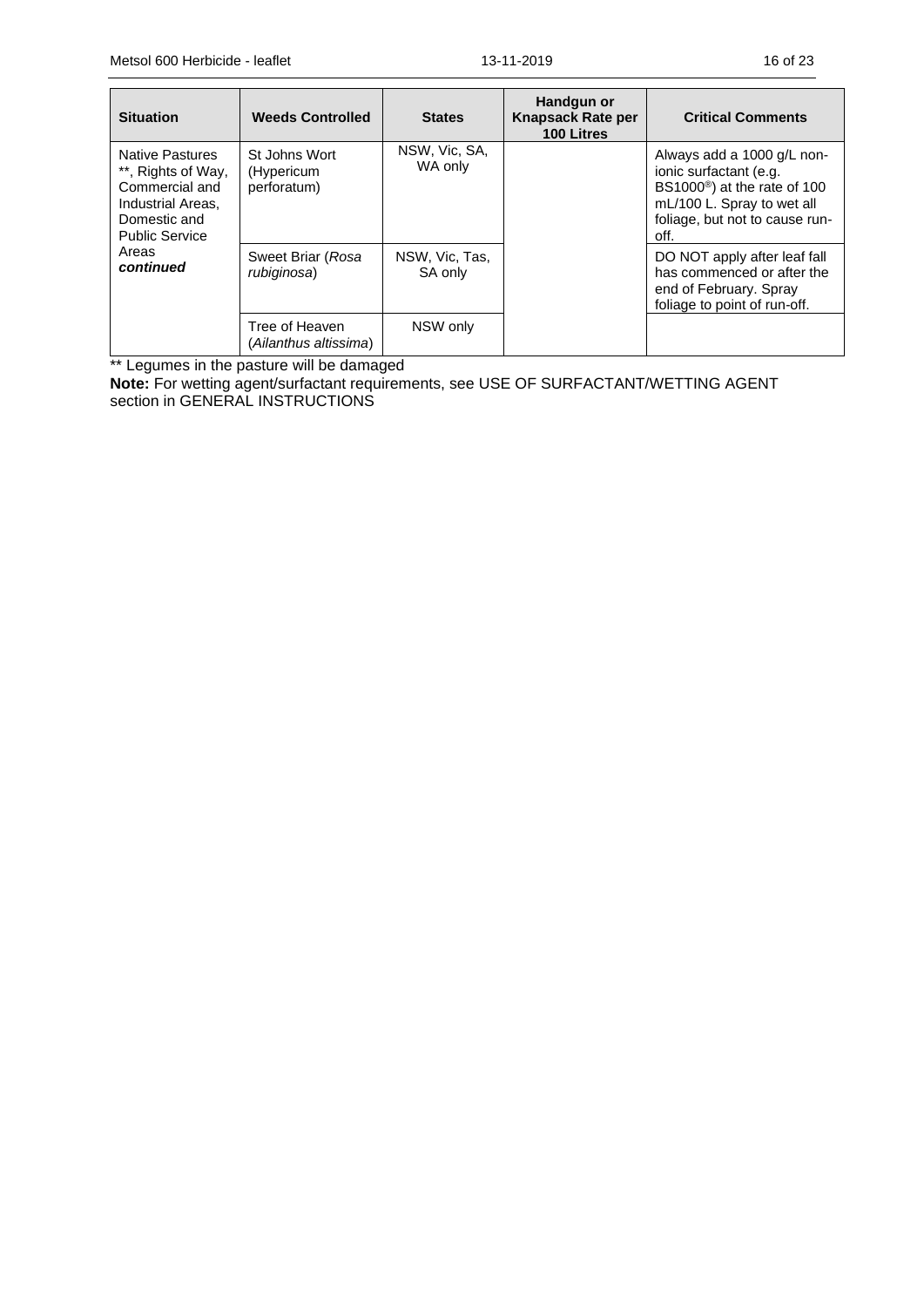| Situation | Weeds Controlled | States | Handgun or Knapsack Rate per 100 Litres | Critical Comments |
|---|---|---|---|---|
| Native Pastures **, Rights of Way, Commercial and Industrial Areas, Domestic and Public Service Areas ***continued*** | St Johns Wort (Hypericum perforatum) | NSW, Vic, SA, WA only | | Always add a 1000 g/L non-ionic surfactant (e.g. BS1000®) at the rate of 100 mL/100 L. Spray to wet all foliage, but not to cause run-off. |
| | Sweet Briar (*Rosa rubiginosa*) | NSW, Vic, Tas, SA only | | DO NOT apply after leaf fall has commenced or after the end of February. Spray foliage to point of run-off. |
| | Tree of Heaven (*Ailanthus altissima*) | NSW only | | |

** Legumes in the pasture will be damaged

**Note:** For wetting agent/surfactant requirements, see USE OF SURFACTANT/WETTING AGENT section in GENERAL INSTRUCTIONS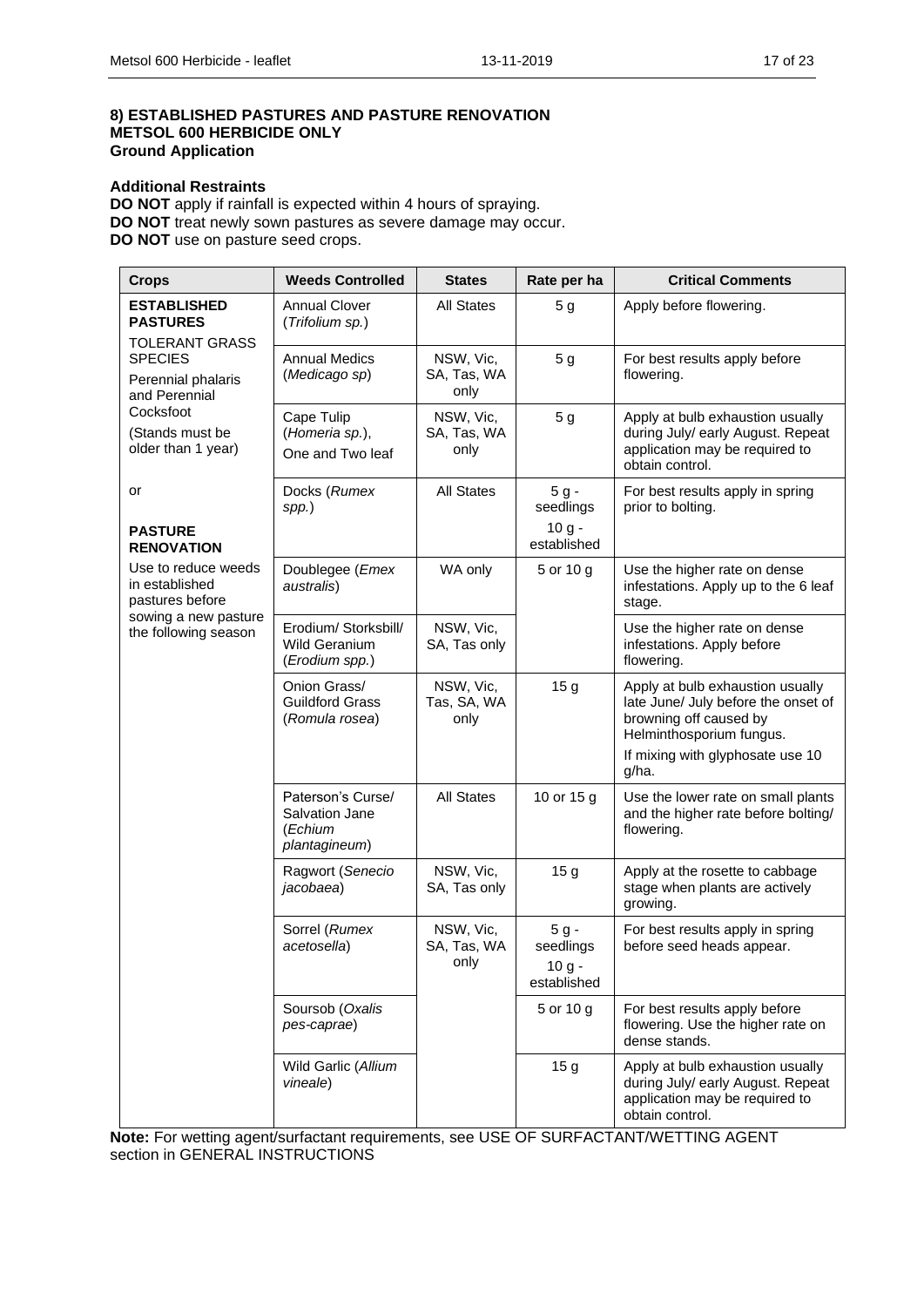**8) ESTABLISHED PASTURES AND PASTURE RENOVATION**
**METSOL 600 HERBICIDE ONLY**
**Ground Application**

**Additional Restraints**

**DO NOT** apply if rainfall is expected within 4 hours of spraying.
**DO NOT** treat newly sown pastures as severe damage may occur.
**DO NOT** use on pasture seed crops.

| Crops | Weeds Controlled | States | Rate per ha | Critical Comments |
|---|---|---|---|---|
| **ESTABLISHED PASTURES**<br>TOLERANT GRASS SPECIES<br>Perennial phalaris and Perennial Cocksfoot<br>(Stands must be older than 1 year)<br><br>or<br><br>**PASTURE RENOVATION**<br>Use to reduce weeds in established pastures before sowing a new pasture the following season | Annual Clover (*Trifolium sp.*) | All States | 5 g | Apply before flowering. |
| | Annual Medics (*Medicago sp*) | NSW, Vic, SA, Tas, WA only | 5 g | For best results apply before flowering. |
| | Cape Tulip (*Homeria sp.*), One and Two leaf | NSW, Vic, SA, Tas, WA only | 5 g | Apply at bulb exhaustion usually during July/ early August. Repeat application may be required to obtain control. |
| | Docks (*Rumex spp.*) | All States | 5 g - seedlings<br>10 g - established | For best results apply in spring prior to bolting. |
| | Doublegee (*Emex australis*) | WA only | 5 or 10 g | Use the higher rate on dense infestations. Apply up to the 6 leaf stage. |
| | Erodium/ Storksbill/ Wild Geranium (*Erodium spp.*) | NSW, Vic, SA, Tas only | | Use the higher rate on dense infestations. Apply before flowering. |
| | Onion Grass/ Guildford Grass (*Romula rosea*) | NSW, Vic, Tas, SA, WA only | 15 g | Apply at bulb exhaustion usually late June/ July before the onset of browning off caused by Helminthosporium fungus.<br>If mixing with glyphosate use 10 g/ha. |
| | Paterson's Curse/ Salvation Jane (*Echium plantagineum*) | All States | 10 or 15 g | Use the lower rate on small plants and the higher rate before bolting/ flowering. |
| | Ragwort (*Senecio jacobaea*) | NSW, Vic, SA, Tas only | 15 g | Apply at the rosette to cabbage stage when plants are actively growing. |
| | Sorrel (*Rumex acetosella*) | NSW, Vic, SA, Tas, WA only | 5 g - seedlings<br>10 g - established | For best results apply in spring before seed heads appear. |
| | Soursob (*Oxalis pes-caprae*) | | 5 or 10 g | For best results apply before flowering. Use the higher rate on dense stands. |
| | Wild Garlic (*Allium vineale*) | | 15 g | Apply at bulb exhaustion usually during July/ early August. Repeat application may be required to obtain control. |

**Note:** For wetting agent/surfactant requirements, see USE OF SURFACTANT/WETTING AGENT section in GENERAL INSTRUCTIONS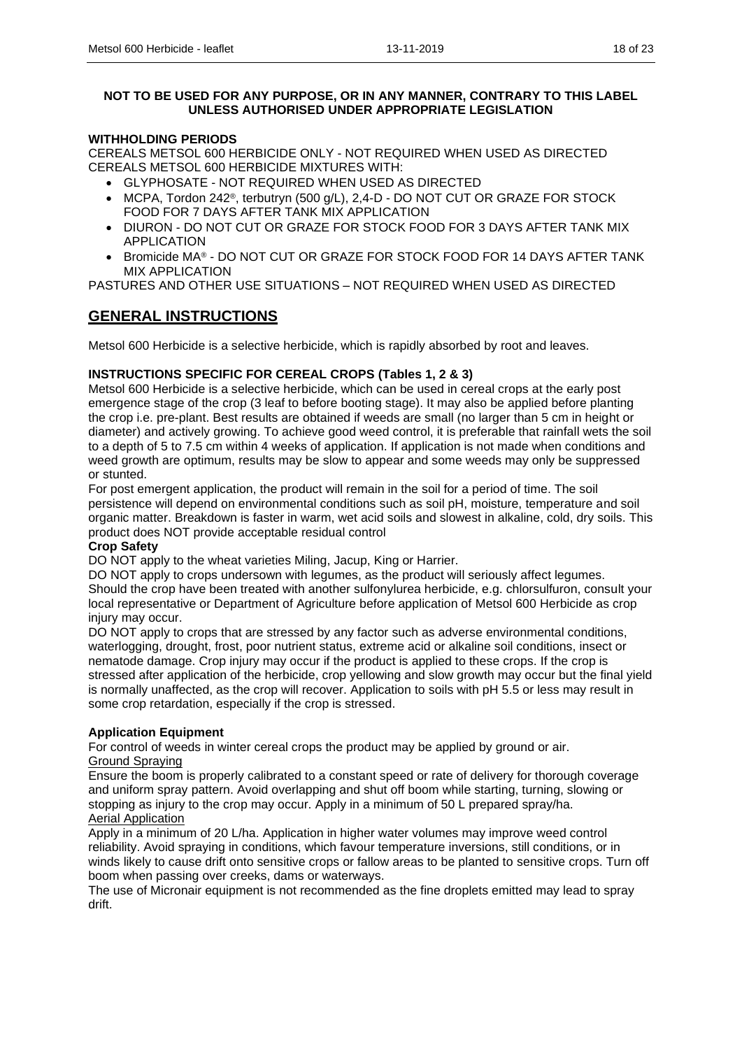**NOT TO BE USED FOR ANY PURPOSE, OR IN ANY MANNER, CONTRARY TO THIS LABEL UNLESS AUTHORISED UNDER APPROPRIATE LEGISLATION**

**WITHHOLDING PERIODS**

CEREALS METSOL 600 HERBICIDE ONLY - NOT REQUIRED WHEN USED AS DIRECTED
CEREALS METSOL 600 HERBICIDE MIXTURES WITH:

- GLYPHOSATE - NOT REQUIRED WHEN USED AS DIRECTED
- MCPA, Tordon 242®, terbutryn (500 g/L), 2,4-D - DO NOT CUT OR GRAZE FOR STOCK FOOD FOR 7 DAYS AFTER TANK MIX APPLICATION
- DIURON - DO NOT CUT OR GRAZE FOR STOCK FOOD FOR 3 DAYS AFTER TANK MIX APPLICATION
- Bromicide MA® - DO NOT CUT OR GRAZE FOR STOCK FOOD FOR 14 DAYS AFTER TANK MIX APPLICATION

PASTURES AND OTHER USE SITUATIONS – NOT REQUIRED WHEN USED AS DIRECTED

## GENERAL INSTRUCTIONS

Metsol 600 Herbicide is a selective herbicide, which is rapidly absorbed by root and leaves.

**INSTRUCTIONS SPECIFIC FOR CEREAL CROPS (Tables 1, 2 & 3)**

Metsol 600 Herbicide is a selective herbicide, which can be used in cereal crops at the early post emergence stage of the crop (3 leaf to before booting stage). It may also be applied before planting the crop i.e. pre-plant. Best results are obtained if weeds are small (no larger than 5 cm in height or diameter) and actively growing. To achieve good weed control, it is preferable that rainfall wets the soil to a depth of 5 to 7.5 cm within 4 weeks of application. If application is not made when conditions and weed growth are optimum, results may be slow to appear and some weeds may only be suppressed or stunted.

For post emergent application, the product will remain in the soil for a period of time. The soil persistence will depend on environmental conditions such as soil pH, moisture, temperature and soil organic matter. Breakdown is faster in warm, wet acid soils and slowest in alkaline, cold, dry soils. This product does NOT provide acceptable residual control

**Crop Safety**

DO NOT apply to the wheat varieties Miling, Jacup, King or Harrier.

DO NOT apply to crops undersown with legumes, as the product will seriously affect legumes.

Should the crop have been treated with another sulfonylurea herbicide, e.g. chlorsulfuron, consult your local representative or Department of Agriculture before application of Metsol 600 Herbicide as crop injury may occur.

DO NOT apply to crops that are stressed by any factor such as adverse environmental conditions, waterlogging, drought, frost, poor nutrient status, extreme acid or alkaline soil conditions, insect or nematode damage. Crop injury may occur if the product is applied to these crops. If the crop is stressed after application of the herbicide, crop yellowing and slow growth may occur but the final yield is normally unaffected, as the crop will recover. Application to soils with pH 5.5 or less may result in some crop retardation, especially if the crop is stressed.

**Application Equipment**

For control of weeds in winter cereal crops the product may be applied by ground or air.

Ground Spraying

Ensure the boom is properly calibrated to a constant speed or rate of delivery for thorough coverage and uniform spray pattern. Avoid overlapping and shut off boom while starting, turning, slowing or stopping as injury to the crop may occur. Apply in a minimum of 50 L prepared spray/ha.

Aerial Application

Apply in a minimum of 20 L/ha. Application in higher water volumes may improve weed control reliability. Avoid spraying in conditions, which favour temperature inversions, still conditions, or in winds likely to cause drift onto sensitive crops or fallow areas to be planted to sensitive crops. Turn off boom when passing over creeks, dams or waterways.

The use of Micronair equipment is not recommended as the fine droplets emitted may lead to spray drift.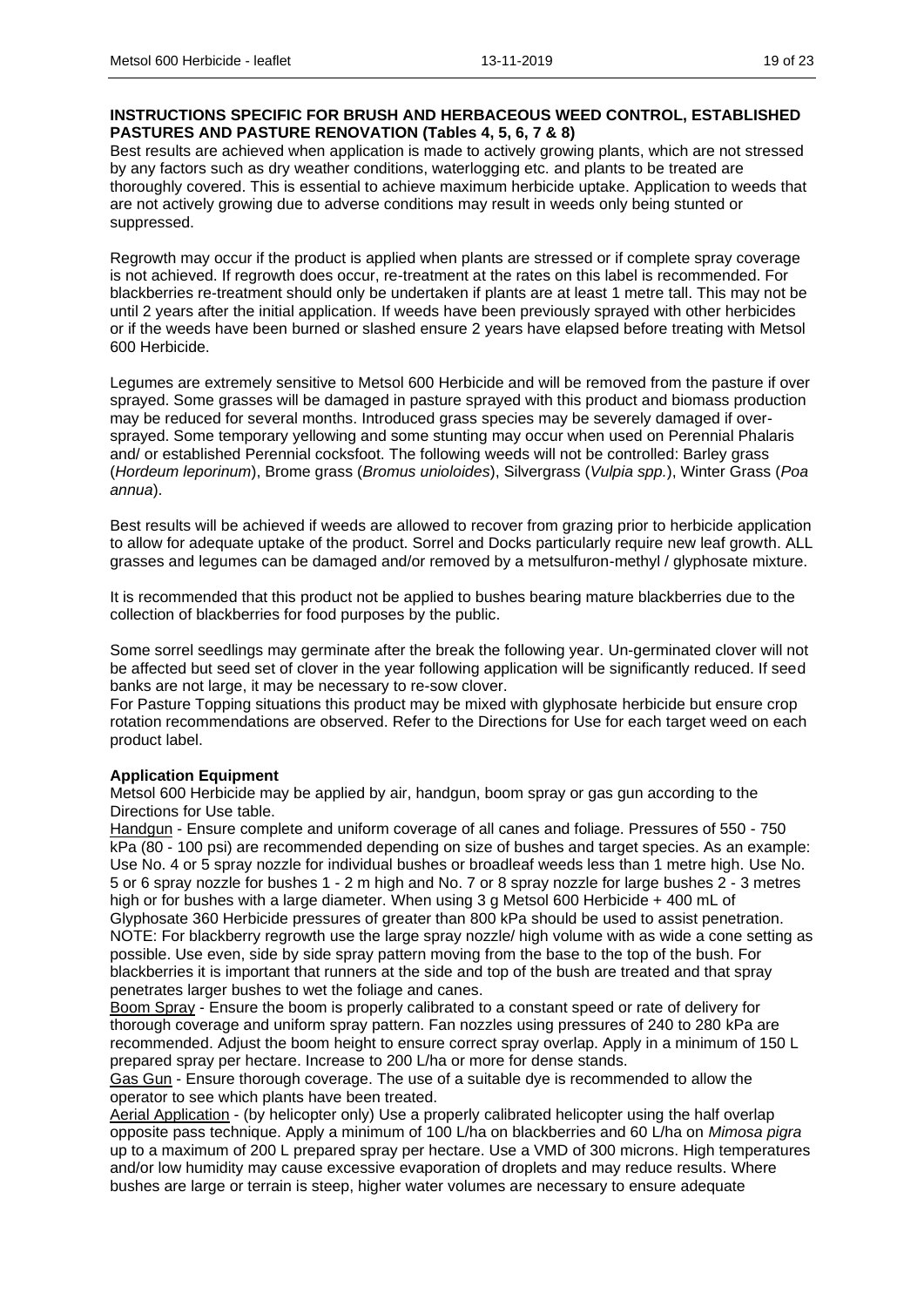**INSTRUCTIONS SPECIFIC FOR BRUSH AND HERBACEOUS WEED CONTROL, ESTABLISHED PASTURES AND PASTURE RENOVATION (Tables 4, 5, 6, 7 & 8)**

Best results are achieved when application is made to actively growing plants, which are not stressed by any factors such as dry weather conditions, waterlogging etc. and plants to be treated are thoroughly covered. This is essential to achieve maximum herbicide uptake. Application to weeds that are not actively growing due to adverse conditions may result in weeds only being stunted or suppressed.

Regrowth may occur if the product is applied when plants are stressed or if complete spray coverage is not achieved. If regrowth does occur, re-treatment at the rates on this label is recommended. For blackberries re-treatment should only be undertaken if plants are at least 1 metre tall. This may not be until 2 years after the initial application. If weeds have been previously sprayed with other herbicides or if the weeds have been burned or slashed ensure 2 years have elapsed before treating with Metsol 600 Herbicide.

Legumes are extremely sensitive to Metsol 600 Herbicide and will be removed from the pasture if over sprayed. Some grasses will be damaged in pasture sprayed with this product and biomass production may be reduced for several months. Introduced grass species may be severely damaged if over-sprayed. Some temporary yellowing and some stunting may occur when used on Perennial Phalaris and/ or established Perennial cocksfoot. The following weeds will not be controlled: Barley grass (*Hordeum leporinum*), Brome grass (*Bromus unioloides*), Silvergrass (*Vulpia spp.*), Winter Grass (*Poa annua*).

Best results will be achieved if weeds are allowed to recover from grazing prior to herbicide application to allow for adequate uptake of the product. Sorrel and Docks particularly require new leaf growth. ALL grasses and legumes can be damaged and/or removed by a metsulfuron-methyl / glyphosate mixture.

It is recommended that this product not be applied to bushes bearing mature blackberries due to the collection of blackberries for food purposes by the public.

Some sorrel seedlings may germinate after the break the following year. Un-germinated clover will not be affected but seed set of clover in the year following application will be significantly reduced. If seed banks are not large, it may be necessary to re-sow clover.

For Pasture Topping situations this product may be mixed with glyphosate herbicide but ensure crop rotation recommendations are observed. Refer to the Directions for Use for each target weed on each product label.

**Application Equipment**

Metsol 600 Herbicide may be applied by air, handgun, boom spray or gas gun according to the Directions for Use table.

Handgun - Ensure complete and uniform coverage of all canes and foliage. Pressures of 550 - 750 kPa (80 - 100 psi) are recommended depending on size of bushes and target species. As an example: Use No. 4 or 5 spray nozzle for individual bushes or broadleaf weeds less than 1 metre high. Use No. 5 or 6 spray nozzle for bushes 1 - 2 m high and No. 7 or 8 spray nozzle for large bushes 2 - 3 metres high or for bushes with a large diameter. When using 3 g Metsol 600 Herbicide + 400 mL of Glyphosate 360 Herbicide pressures of greater than 800 kPa should be used to assist penetration. NOTE: For blackberry regrowth use the large spray nozzle/ high volume with as wide a cone setting as possible. Use even, side by side spray pattern moving from the base to the top of the bush. For blackberries it is important that runners at the side and top of the bush are treated and that spray penetrates larger bushes to wet the foliage and canes.

Boom Spray - Ensure the boom is properly calibrated to a constant speed or rate of delivery for thorough coverage and uniform spray pattern. Fan nozzles using pressures of 240 to 280 kPa are recommended. Adjust the boom height to ensure correct spray overlap. Apply in a minimum of 150 L prepared spray per hectare. Increase to 200 L/ha or more for dense stands.

Gas Gun - Ensure thorough coverage. The use of a suitable dye is recommended to allow the operator to see which plants have been treated.

Aerial Application - (by helicopter only) Use a properly calibrated helicopter using the half overlap opposite pass technique. Apply a minimum of 100 L/ha on blackberries and 60 L/ha on *Mimosa pigra* up to a maximum of 200 L prepared spray per hectare. Use a VMD of 300 microns. High temperatures and/or low humidity may cause excessive evaporation of droplets and may reduce results. Where bushes are large or terrain is steep, higher water volumes are necessary to ensure adequate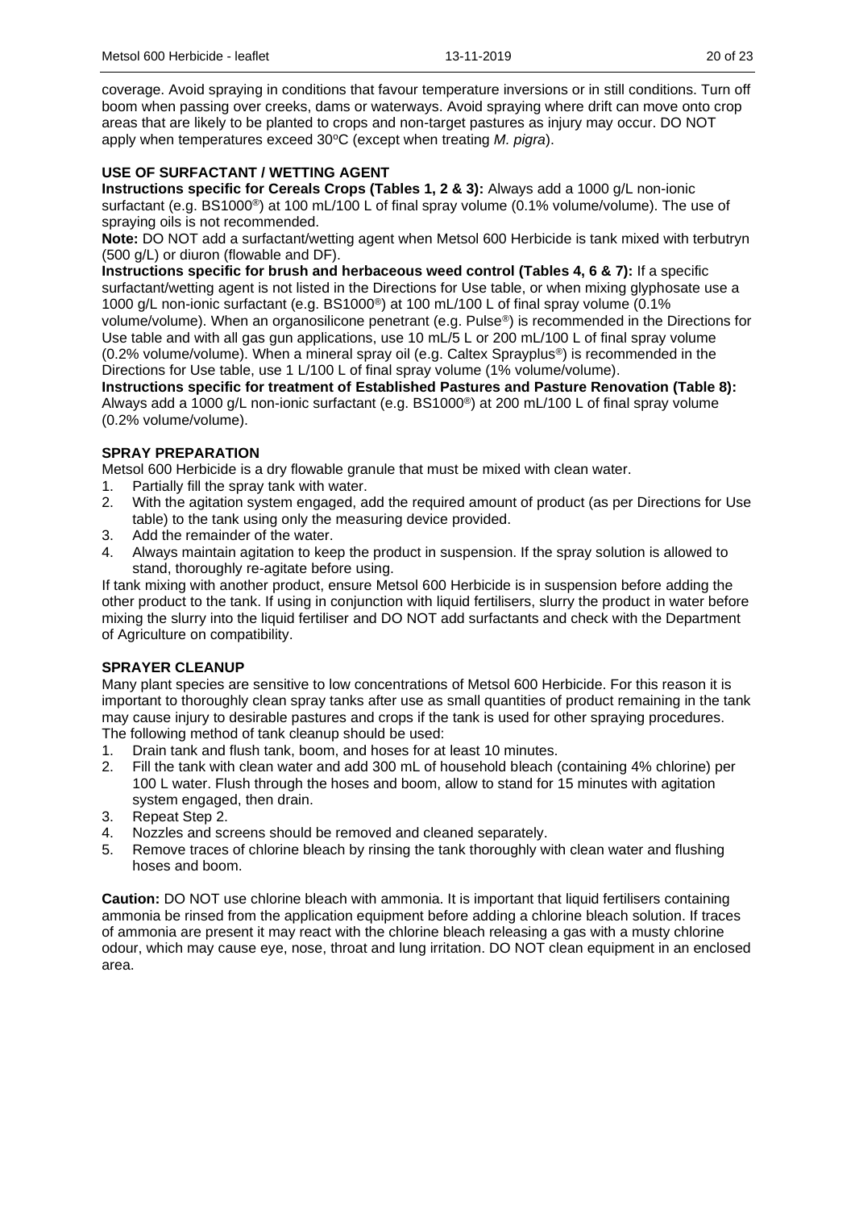coverage. Avoid spraying in conditions that favour temperature inversions or in still conditions. Turn off boom when passing over creeks, dams or waterways. Avoid spraying where drift can move onto crop areas that are likely to be planted to crops and non-target pastures as injury may occur. DO NOT apply when temperatures exceed 30ºC (except when treating *M. pigra*).

**USE OF SURFACTANT / WETTING AGENT**

**Instructions specific for Cereals Crops (Tables 1, 2 & 3):** Always add a 1000 g/L non-ionic surfactant (e.g. BS1000®) at 100 mL/100 L of final spray volume (0.1% volume/volume). The use of spraying oils is not recommended.

**Note:** DO NOT add a surfactant/wetting agent when Metsol 600 Herbicide is tank mixed with terbutryn (500 g/L) or diuron (flowable and DF).

**Instructions specific for brush and herbaceous weed control (Tables 4, 6 & 7):** If a specific surfactant/wetting agent is not listed in the Directions for Use table, or when mixing glyphosate use a 1000 g/L non-ionic surfactant (e.g. BS1000®) at 100 mL/100 L of final spray volume (0.1% volume/volume). When an organosilicone penetrant (e.g. Pulse®) is recommended in the Directions for Use table and with all gas gun applications, use 10 mL/5 L or 200 mL/100 L of final spray volume (0.2% volume/volume). When a mineral spray oil (e.g. Caltex Sprayplus®) is recommended in the Directions for Use table, use 1 L/100 L of final spray volume (1% volume/volume).

**Instructions specific for treatment of Established Pastures and Pasture Renovation (Table 8):** Always add a 1000 g/L non-ionic surfactant (e.g. BS1000®) at 200 mL/100 L of final spray volume (0.2% volume/volume).

**SPRAY PREPARATION**

Metsol 600 Herbicide is a dry flowable granule that must be mixed with clean water.

1. Partially fill the spray tank with water.
2. With the agitation system engaged, add the required amount of product (as per Directions for Use table) to the tank using only the measuring device provided.
3. Add the remainder of the water.
4. Always maintain agitation to keep the product in suspension. If the spray solution is allowed to stand, thoroughly re-agitate before using.

If tank mixing with another product, ensure Metsol 600 Herbicide is in suspension before adding the other product to the tank. If using in conjunction with liquid fertilisers, slurry the product in water before mixing the slurry into the liquid fertiliser and DO NOT add surfactants and check with the Department of Agriculture on compatibility.

**SPRAYER CLEANUP**

Many plant species are sensitive to low concentrations of Metsol 600 Herbicide. For this reason it is important to thoroughly clean spray tanks after use as small quantities of product remaining in the tank may cause injury to desirable pastures and crops if the tank is used for other spraying procedures. The following method of tank cleanup should be used:

1. Drain tank and flush tank, boom, and hoses for at least 10 minutes.
2. Fill the tank with clean water and add 300 mL of household bleach (containing 4% chlorine) per 100 L water. Flush through the hoses and boom, allow to stand for 15 minutes with agitation system engaged, then drain.
3. Repeat Step 2.
4. Nozzles and screens should be removed and cleaned separately.
5. Remove traces of chlorine bleach by rinsing the tank thoroughly with clean water and flushing hoses and boom.

**Caution:** DO NOT use chlorine bleach with ammonia. It is important that liquid fertilisers containing ammonia be rinsed from the application equipment before adding a chlorine bleach solution. If traces of ammonia are present it may react with the chlorine bleach releasing a gas with a musty chlorine odour, which may cause eye, nose, throat and lung irritation. DO NOT clean equipment in an enclosed area.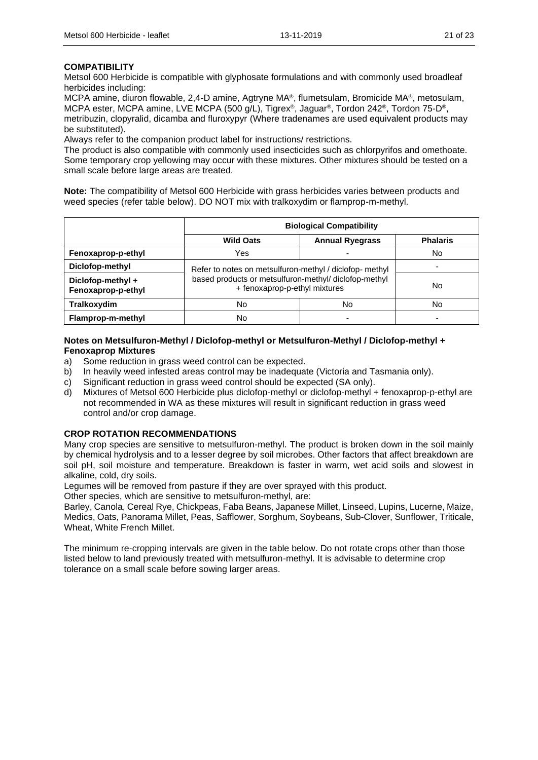## COMPATIBILITY

Metsol 600 Herbicide is compatible with glyphosate formulations and with commonly used broadleaf herbicides including:

MCPA amine, diuron flowable, 2,4-D amine, Agtryne MA®, flumetsulam, Bromicide MA®, metosulam, MCPA ester, MCPA amine, LVE MCPA (500 g/L), Tigrex®, Jaguar®, Tordon 242®, Tordon 75-D®, metribuzin, clopyralid, dicamba and fluroxypyr (Where tradenames are used equivalent products may be substituted).

Always refer to the companion product label for instructions/ restrictions.

The product is also compatible with commonly used insecticides such as chlorpyrifos and omethoate. Some temporary crop yellowing may occur with these mixtures. Other mixtures should be tested on a small scale before large areas are treated.

**Note:** The compatibility of Metsol 600 Herbicide with grass herbicides varies between products and weed species (refer table below). DO NOT mix with tralkoxydim or flamprop-m-methyl.

| | **Biological Compatibility** | | |
|---|---|---|---|
| | **Wild Oats** | **Annual Ryegrass** | **Phalaris** |
| **Fenoxaprop-p-ethyl** | Yes | - | No |
| **Diclofop-methyl** | Refer to notes on metsulfuron-methyl / diclofop- methyl based products or metsulfuron-methyl/ diclofop-methyl + fenoxaprop-p-ethyl mixtures | | - |
| **Diclofop-methyl + Fenoxaprop-p-ethyl** | | | No |
| **Tralkoxydim** | No | No | No |
| **Flamprop-m-methyl** | No | - | - |

### Notes on Metsulfuron-Methyl / Diclofop-methyl or Metsulfuron-Methyl / Diclofop-methyl + Fenoxaprop Mixtures

a) Some reduction in grass weed control can be expected.
b) In heavily weed infested areas control may be inadequate (Victoria and Tasmania only).
c) Significant reduction in grass weed control should be expected (SA only).
d) Mixtures of Metsol 600 Herbicide plus diclofop-methyl or diclofop-methyl + fenoxaprop-p-ethyl are not recommended in WA as these mixtures will result in significant reduction in grass weed control and/or crop damage.

## CROP ROTATION RECOMMENDATIONS

Many crop species are sensitive to metsulfuron-methyl. The product is broken down in the soil mainly by chemical hydrolysis and to a lesser degree by soil microbes. Other factors that affect breakdown are soil pH, soil moisture and temperature. Breakdown is faster in warm, wet acid soils and slowest in alkaline, cold, dry soils.

Legumes will be removed from pasture if they are over sprayed with this product.

Other species, which are sensitive to metsulfuron-methyl, are:

Barley, Canola, Cereal Rye, Chickpeas, Faba Beans, Japanese Millet, Linseed, Lupins, Lucerne, Maize, Medics, Oats, Panorama Millet, Peas, Safflower, Sorghum, Soybeans, Sub-Clover, Sunflower, Triticale, Wheat, White French Millet.

The minimum re-cropping intervals are given in the table below. Do not rotate crops other than those listed below to land previously treated with metsulfuron-methyl. It is advisable to determine crop tolerance on a small scale before sowing larger areas.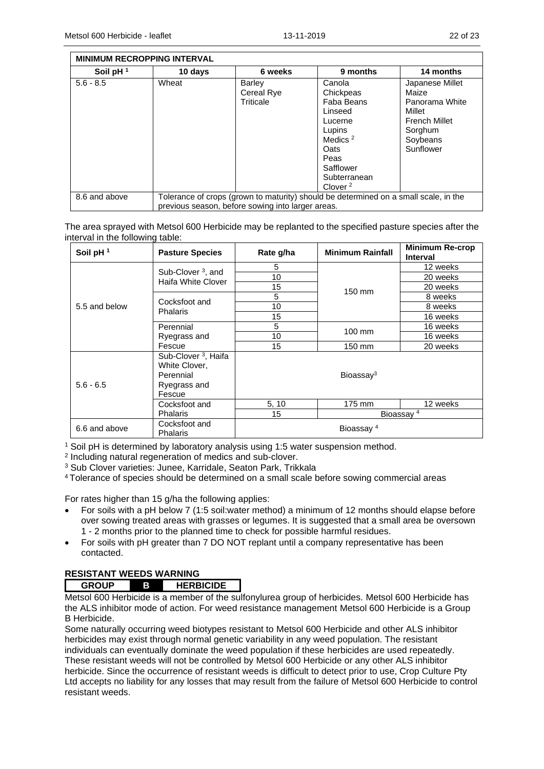| MINIMUM RECROPPING INTERVAL | | | | |
|---|---|---|---|---|
| Soil pH [1] | 10 days | 6 weeks | 9 months | 14 months |
| 5.6 - 8.5 | Wheat | Barley<br>Cereal Rye<br>Triticale | Canola<br>Chickpeas<br>Faba Beans<br>Linseed<br>Lucerne<br>Lupins<br>Medics [2]<br>Oats<br>Peas<br>Safflower<br>Subterranean Clover [2] | Japanese Millet<br>Maize<br>Panorama White Millet<br>French Millet<br>Sorghum<br>Soybeans<br>Sunflower |
| 8.6 and above | Tolerance of crops (grown to maturity) should be determined on a small scale, in the previous season, before sowing into larger areas. | | | |

The area sprayed with Metsol 600 Herbicide may be replanted to the specified pasture species after the interval in the following table:

| Soil pH [1] | Pasture Species | Rate g/ha | Minimum Rainfall | Minimum Re-crop Interval |
|---|---|---|---|---|
| 5.5 and below | Sub-Clover [3], and Haifa White Clover | 5 | 150 mm | 12 weeks |
| | | 10 | | 20 weeks |
| | | 15 | | 20 weeks |
| | Cocksfoot and Phalaris | 5 | | 8 weeks |
| | | 10 | | 8 weeks |
| | | 15 | | 16 weeks |
| | Perennial Ryegrass and Fescue | 5 | 100 mm | 16 weeks |
| | | 10 | | 16 weeks |
| | | 15 | 150 mm | 20 weeks |
| 5.6 - 6.5 | Sub-Clover [3], Haifa White Clover, Perennial Ryegrass and Fescue | Bioassay[3] | | |
| | Cocksfoot and Phalaris | 5, 10 | 175 mm | 12 weeks |
| | | 15 | Bioassay [4] | |
| 6.6 and above | Cocksfoot and Phalaris | Bioassay [4] | | |

[1] Soil pH is determined by laboratory analysis using 1:5 water suspension method.

[2] Including natural regeneration of medics and sub-clover.

[3] Sub Clover varieties: Junee, Karridale, Seaton Park, Trikkala

[4] Tolerance of species should be determined on a small scale before sowing commercial areas

For rates higher than 15 g/ha the following applies:

- For soils with a pH below 7 (1:5 soil:water method) a minimum of 12 months should elapse before over sowing treated areas with grasses or legumes. It is suggested that a small area be oversown 1 - 2 months prior to the planned time to check for possible harmful residues.
- For soils with pH greater than 7 DO NOT replant until a company representative has been contacted.

## RESISTANT WEEDS WARNING

**GROUP B HERBICIDE**

Metsol 600 Herbicide is a member of the sulfonylurea group of herbicides. Metsol 600 Herbicide has the ALS inhibitor mode of action. For weed resistance management Metsol 600 Herbicide is a Group B Herbicide.

Some naturally occurring weed biotypes resistant to Metsol 600 Herbicide and other ALS inhibitor herbicides may exist through normal genetic variability in any weed population. The resistant individuals can eventually dominate the weed population if these herbicides are used repeatedly. These resistant weeds will not be controlled by Metsol 600 Herbicide or any other ALS inhibitor herbicide. Since the occurrence of resistant weeds is difficult to detect prior to use, Crop Culture Pty Ltd accepts no liability for any losses that may result from the failure of Metsol 600 Herbicide to control resistant weeds.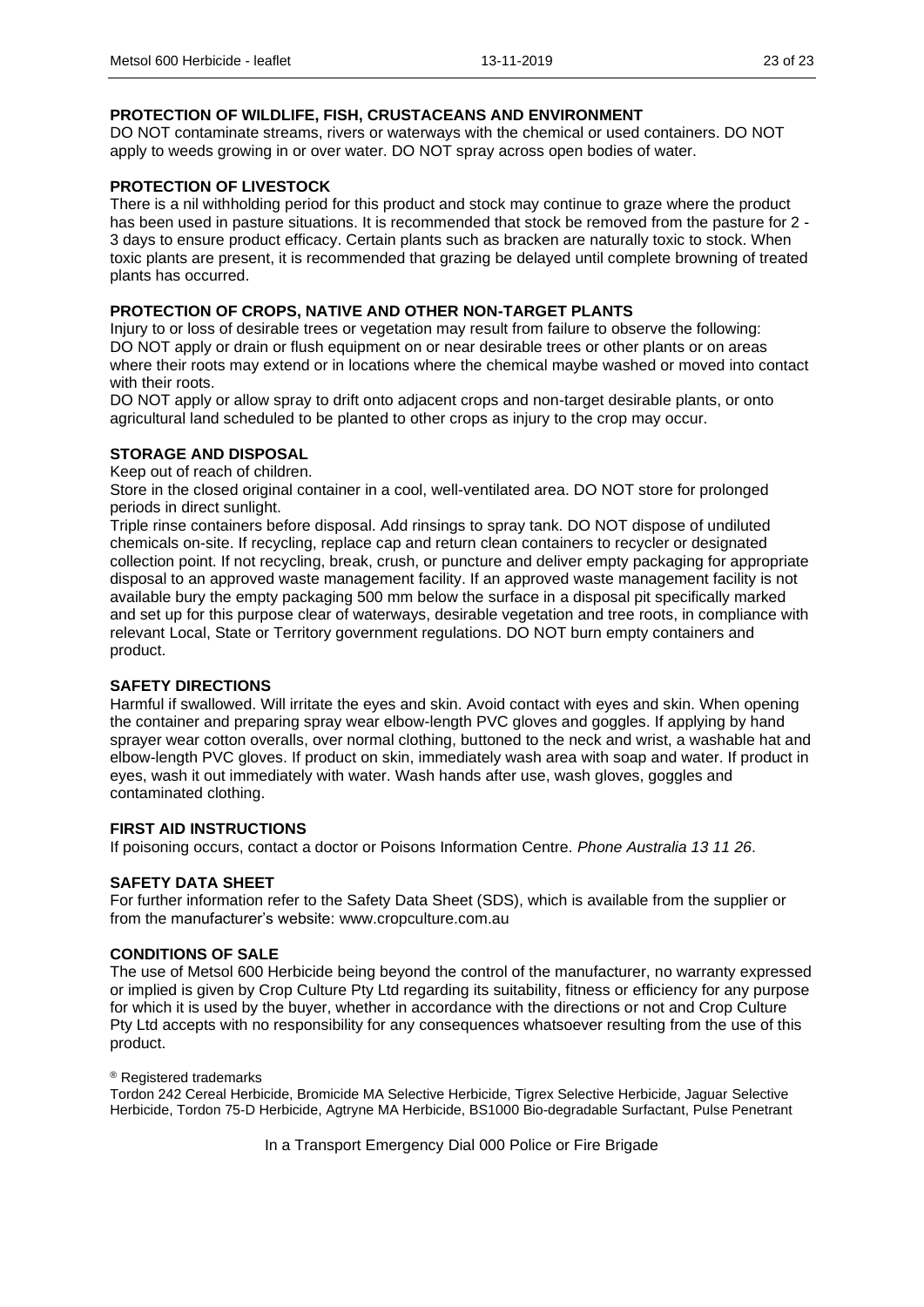### PROTECTION OF WILDLIFE, FISH, CRUSTACEANS AND ENVIRONMENT

DO NOT contaminate streams, rivers or waterways with the chemical or used containers. DO NOT apply to weeds growing in or over water. DO NOT spray across open bodies of water.

### PROTECTION OF LIVESTOCK

There is a nil withholding period for this product and stock may continue to graze where the product has been used in pasture situations. It is recommended that stock be removed from the pasture for 2 - 3 days to ensure product efficacy. Certain plants such as bracken are naturally toxic to stock. When toxic plants are present, it is recommended that grazing be delayed until complete browning of treated plants has occurred.

### PROTECTION OF CROPS, NATIVE AND OTHER NON-TARGET PLANTS

Injury to or loss of desirable trees or vegetation may result from failure to observe the following:
DO NOT apply or drain or flush equipment on or near desirable trees or other plants or on areas where their roots may extend or in locations where the chemical maybe washed or moved into contact with their roots.
DO NOT apply or allow spray to drift onto adjacent crops and non-target desirable plants, or onto agricultural land scheduled to be planted to other crops as injury to the crop may occur.

### STORAGE AND DISPOSAL

Keep out of reach of children.
Store in the closed original container in a cool, well-ventilated area. DO NOT store for prolonged periods in direct sunlight.
Triple rinse containers before disposal. Add rinsings to spray tank. DO NOT dispose of undiluted chemicals on-site. If recycling, replace cap and return clean containers to recycler or designated collection point. If not recycling, break, crush, or puncture and deliver empty packaging for appropriate disposal to an approved waste management facility. If an approved waste management facility is not available bury the empty packaging 500 mm below the surface in a disposal pit specifically marked and set up for this purpose clear of waterways, desirable vegetation and tree roots, in compliance with relevant Local, State or Territory government regulations. DO NOT burn empty containers and product.

### SAFETY DIRECTIONS

Harmful if swallowed. Will irritate the eyes and skin. Avoid contact with eyes and skin. When opening the container and preparing spray wear elbow-length PVC gloves and goggles. If applying by hand sprayer wear cotton overalls, over normal clothing, buttoned to the neck and wrist, a washable hat and elbow-length PVC gloves. If product on skin, immediately wash area with soap and water. If product in eyes, wash it out immediately with water. Wash hands after use, wash gloves, goggles and contaminated clothing.

### FIRST AID INSTRUCTIONS

If poisoning occurs, contact a doctor or Poisons Information Centre. *Phone Australia 13 11 26*.

### SAFETY DATA SHEET

For further information refer to the Safety Data Sheet (SDS), which is available from the supplier or from the manufacturer's website: www.cropculture.com.au

### CONDITIONS OF SALE

The use of Metsol 600 Herbicide being beyond the control of the manufacturer, no warranty expressed or implied is given by Crop Culture Pty Ltd regarding its suitability, fitness or efficiency for any purpose for which it is used by the buyer, whether in accordance with the directions or not and Crop Culture Pty Ltd accepts with no responsibility for any consequences whatsoever resulting from the use of this product.

® Registered trademarks
Tordon 242 Cereal Herbicide, Bromicide MA Selective Herbicide, Tigrex Selective Herbicide, Jaguar Selective Herbicide, Tordon 75-D Herbicide, Agtryne MA Herbicide, BS1000 Bio-degradable Surfactant, Pulse Penetrant

In a Transport Emergency Dial 000 Police or Fire Brigade